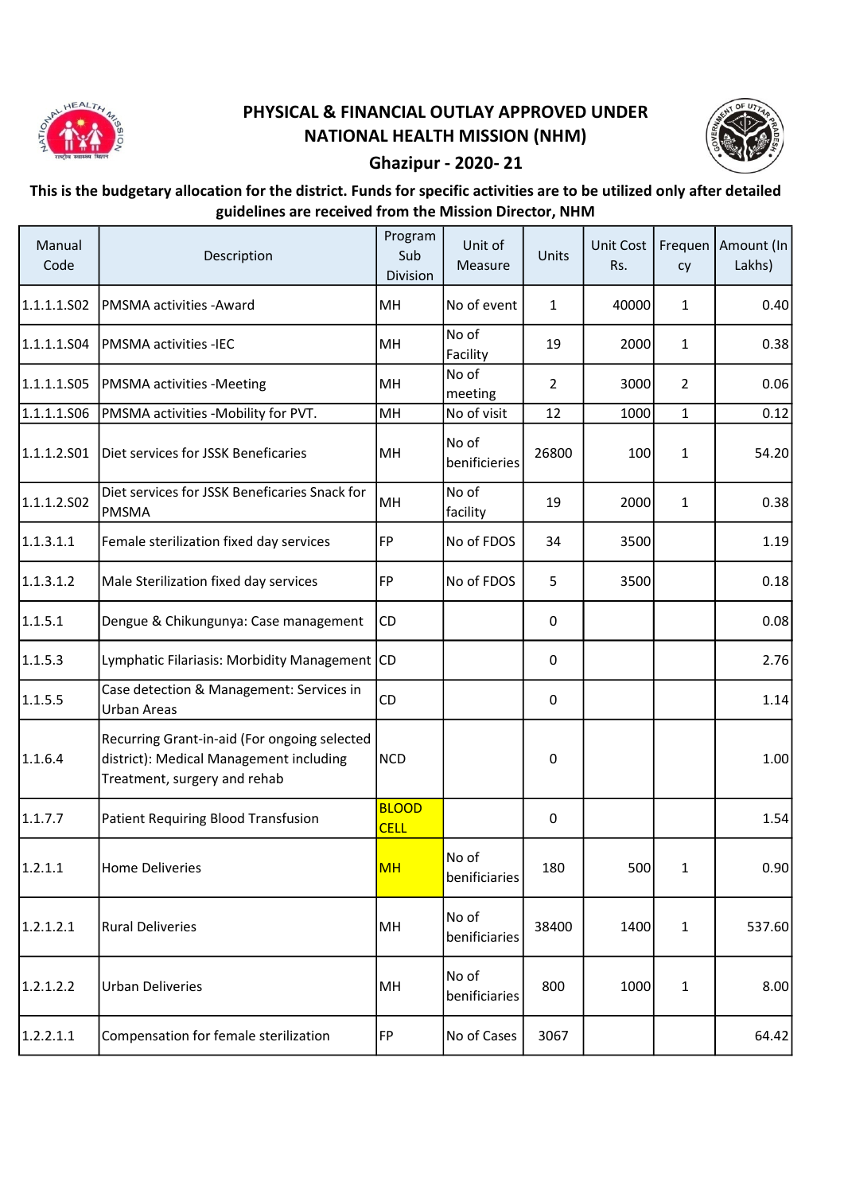# PHYSICAL & FINANCIAL OUTLAY APPROVED UNDER NATIONAL HEALTH MISSION (NHM)

## Ghazipur - 2020- 21

**This is the budgetary allocation for the district. Funds for specific activities are to be utilized only after detailed guidelines are received from the Mission Director, NHM**

| Manual Code | Description | Program Sub Division | Unit of Measure | Units | Unit Cost Rs. | Frequency | Amount (In Lakhs) |
|---|---|---|---|---|---|---|---|
| 1.1.1.1.S02 | PMSMA activities -Award | MH | No of event | 1 | 40000 | 1 | 0.40 |
| 1.1.1.1.S04 | PMSMA activities -IEC | MH | No of Facility | 19 | 2000 | 1 | 0.38 |
| 1.1.1.1.S05 | PMSMA activities -Meeting | MH | No of meeting | 2 | 3000 | 2 | 0.06 |
| 1.1.1.1.S06 | PMSMA activities -Mobility for PVT. | MH | No of visit | 12 | 1000 | 1 | 0.12 |
| 1.1.1.2.S01 | Diet services for JSSK Beneficaries | MH | No of beneficieries | 26800 | 100 | 1 | 54.20 |
| 1.1.1.2.S02 | Diet services for JSSK Beneficaries Snack for PMSMA | MH | No of facility | 19 | 2000 | 1 | 0.38 |
| 1.1.3.1.1 | Female sterilization fixed day services | FP | No of FDOS | 34 | 3500 | | 1.19 |
| 1.1.3.1.2 | Male Sterilization fixed day services | FP | No of FDOS | 5 | 3500 | | 0.18 |
| 1.1.5.1 | Dengue & Chikungunya: Case management | CD | | 0 | | | 0.08 |
| 1.1.5.3 | Lymphatic Filariasis: Morbidity Management | CD | | 0 | | | 2.76 |
| 1.1.5.5 | Case detection & Management: Services in Urban Areas | CD | | 0 | | | 1.14 |
| 1.1.6.4 | Recurring Grant-in-aid (For ongoing selected district): Medical Management including Treatment, surgery and rehab | NCD | | 0 | | | 1.00 |
| 1.1.7.7 | Patient Requiring Blood Transfusion | BLOOD CELL | | 0 | | | 1.54 |
| 1.2.1.1 | Home Deliveries | MH | No of benificiaries | 180 | 500 | 1 | 0.90 |
| 1.2.1.2.1 | Rural Deliveries | MH | No of benificiaries | 38400 | 1400 | 1 | 537.60 |
| 1.2.1.2.2 | Urban Deliveries | MH | No of benificiaries | 800 | 1000 | 1 | 8.00 |
| 1.2.2.1.1 | Compensation for female sterilization | FP | No of Cases | 3067 | | | 64.42 |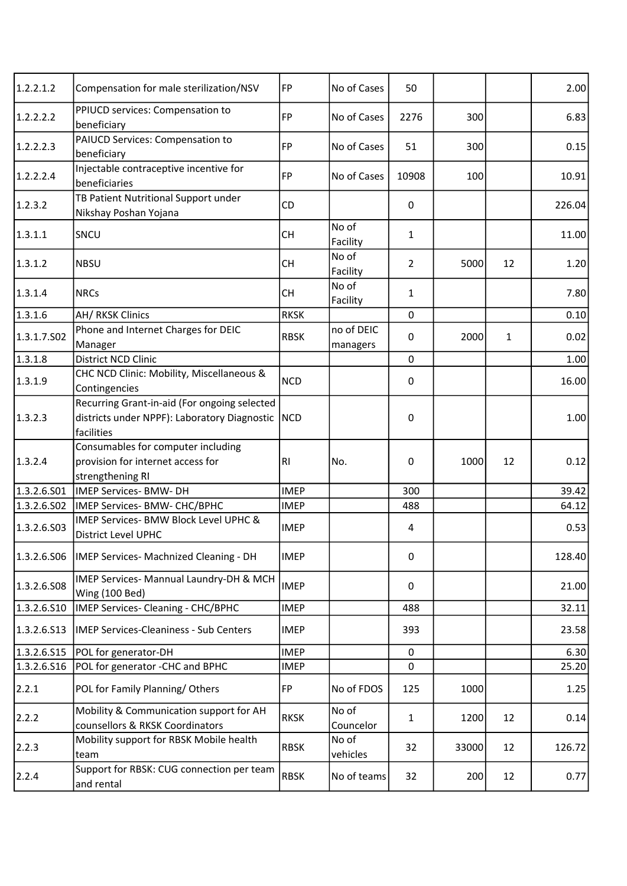| | | | | | | | |
|---|---|---|---|---|---|---|---|
| 1.2.2.1.2 | Compensation for male sterilization/NSV | FP | No of Cases | 50 | | | 2.00 |
| 1.2.2.2.2 | PPIUCD services: Compensation to beneficiary | FP | No of Cases | 2276 | 300 | | 6.83 |
| 1.2.2.2.3 | PAIUCD Services: Compensation to beneficiary | FP | No of Cases | 51 | 300 | | 0.15 |
| 1.2.2.2.4 | Injectable contraceptive incentive for beneficiaries | FP | No of Cases | 10908 | 100 | | 10.91 |
| 1.2.3.2 | TB Patient Nutritional Support under Nikshay Poshan Yojana | CD | | 0 | | | 226.04 |
| 1.3.1.1 | SNCU | CH | No of Facility | 1 | | | 11.00 |
| 1.3.1.2 | NBSU | CH | No of Facility | 2 | 5000 | 12 | 1.20 |
| 1.3.1.4 | NRCs | CH | No of Facility | 1 | | | 7.80 |
| 1.3.1.6 | AH/ RKSK Clinics | RKSK | | 0 | | | 0.10 |
| 1.3.1.7.S02 | Phone and Internet Charges for DEIC Manager | RBSK | no of DEIC managers | 0 | 2000 | 1 | 0.02 |
| 1.3.1.8 | District NCD Clinic | | | 0 | | | 1.00 |
| 1.3.1.9 | CHC NCD Clinic: Mobility, Miscellaneous & Contingencies | NCD | | 0 | | | 16.00 |
| 1.3.2.3 | Recurring Grant-in-aid (For ongoing selected districts under NPPF): Laboratory Diagnostic facilities | NCD | | 0 | | | 1.00 |
| 1.3.2.4 | Consumables for computer including provision for internet access for strengthening RI | RI | No. | 0 | 1000 | 12 | 0.12 |
| 1.3.2.6.S01 | IMEP Services- BMW- DH | IMEP | | 300 | | | 39.42 |
| 1.3.2.6.S02 | IMEP Services- BMW- CHC/BPHC | IMEP | | 488 | | | 64.12 |
| 1.3.2.6.S03 | IMEP Services- BMW Block Level UPHC & District Level UPHC | IMEP | | 4 | | | 0.53 |
| 1.3.2.6.S06 | IMEP Services- Machnized Cleaning - DH | IMEP | | 0 | | | 128.40 |
| 1.3.2.6.S08 | IMEP Services- Mannual Laundry-DH & MCH Wing (100 Bed) | IMEP | | 0 | | | 21.00 |
| 1.3.2.6.S10 | IMEP Services- Cleaning - CHC/BPHC | IMEP | | 488 | | | 32.11 |
| 1.3.2.6.S13 | IMEP Services-Cleaniness - Sub Centers | IMEP | | 393 | | | 23.58 |
| 1.3.2.6.S15 | POL for generator-DH | IMEP | | 0 | | | 6.30 |
| 1.3.2.6.S16 | POL for generator -CHC and BPHC | IMEP | | 0 | | | 25.20 |
| 2.2.1 | POL for Family Planning/ Others | FP | No of FDOS | 125 | 1000 | | 1.25 |
| 2.2.2 | Mobility & Communication support for AH counsellors & RKSK Coordinators | RKSK | No of Councelor | 1 | 1200 | 12 | 0.14 |
| 2.2.3 | Mobility support for RBSK Mobile health team | RBSK | No of vehicles | 32 | 33000 | 12 | 126.72 |
| 2.2.4 | Support for RBSK: CUG connection per team and rental | RBSK | No of teams | 32 | 200 | 12 | 0.77 |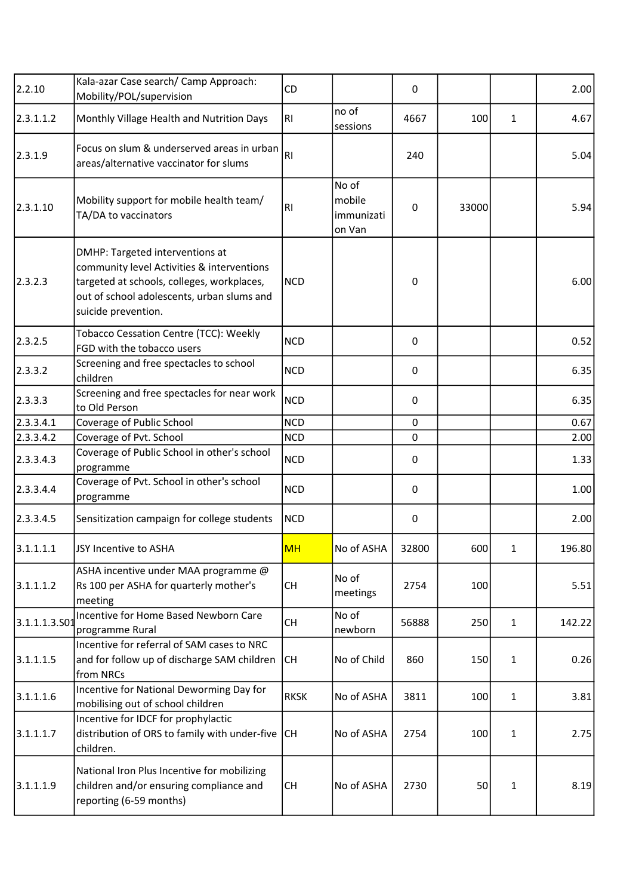| | | | | | | | |
|---|---|---|---|---|---|---|---|
| 2.2.10 | Kala-azar Case search/ Camp Approach: Mobility/POL/supervision | CD | | 0 | | | 2.00 |
| 2.3.1.1.2 | Monthly Village Health and Nutrition Days | RI | no of sessions | 4667 | 100 | 1 | 4.67 |
| 2.3.1.9 | Focus on slum & underserved areas in urban areas/alternative vaccinator for slums | RI | | 240 | | | 5.04 |
| 2.3.1.10 | Mobility support for mobile health team/ TA/DA to vaccinators | RI | No of mobile immunization Van | 0 | 33000 | | 5.94 |
| 2.3.2.3 | DMHP: Targeted interventions at community level Activities & interventions targeted at schools, colleges, workplaces, out of school adolescents, urban slums and suicide prevention. | NCD | | 0 | | | 6.00 |
| 2.3.2.5 | Tobacco Cessation Centre (TCC): Weekly FGD with the tobacco users | NCD | | 0 | | | 0.52 |
| 2.3.3.2 | Screening and free spectacles to school children | NCD | | 0 | | | 6.35 |
| 2.3.3.3 | Screening and free spectacles for near work to Old Person | NCD | | 0 | | | 6.35 |
| 2.3.3.4.1 | Coverage of Public School | NCD | | 0 | | | 0.67 |
| 2.3.3.4.2 | Coverage of Pvt. School | NCD | | 0 | | | 2.00 |
| 2.3.3.4.3 | Coverage of Public School in other's school programme | NCD | | 0 | | | 1.33 |
| 2.3.3.4.4 | Coverage of Pvt. School in other's school programme | NCD | | 0 | | | 1.00 |
| 2.3.3.4.5 | Sensitization campaign for college students | NCD | | 0 | | | 2.00 |
| 3.1.1.1.1 | JSY Incentive to ASHA | MH | No of ASHA | 32800 | 600 | 1 | 196.80 |
| 3.1.1.1.2 | ASHA incentive under MAA programme @ Rs 100 per ASHA for quarterly mother's meeting | CH | No of meetings | 2754 | 100 | | 5.51 |
| 3.1.1.1.3.S01 | Incentive for Home Based Newborn Care programme Rural | CH | No of newborn | 56888 | 250 | 1 | 142.22 |
| 3.1.1.1.5 | Incentive for referral of SAM cases to NRC and for follow up of discharge SAM children from NRCs | CH | No of Child | 860 | 150 | 1 | 0.26 |
| 3.1.1.1.6 | Incentive for National Deworming Day for mobilising out of school children | RKSK | No of ASHA | 3811 | 100 | 1 | 3.81 |
| 3.1.1.1.7 | Incentive for IDCF for prophylactic distribution of ORS to family with under-five children. | CH | No of ASHA | 2754 | 100 | 1 | 2.75 |
| 3.1.1.1.9 | National Iron Plus Incentive for mobilizing children and/or ensuring compliance and reporting (6-59 months) | CH | No of ASHA | 2730 | 50 | 1 | 8.19 |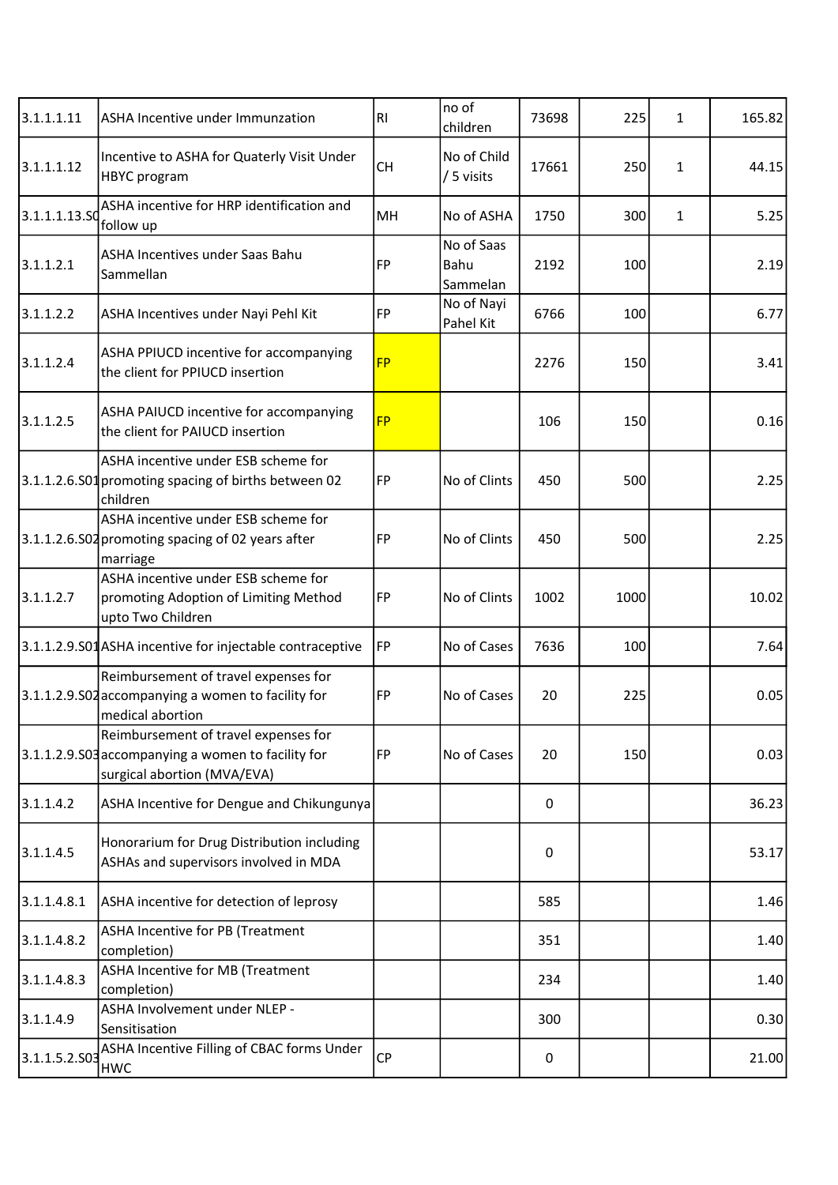| 3.1.1.1.11 | ASHA Incentive under Immunzation | RI | no of children | 73698 | 225 | 1 | 165.82 |
|---|---|---|---|---|---|---|---|
| 3.1.1.1.12 | Incentive to ASHA for Quaterly Visit Under HBYC program | CH | No of Child / 5 visits | 17661 | 250 | 1 | 44.15 |
| 3.1.1.1.13.S0 | ASHA incentive for HRP identification and follow up | MH | No of ASHA | 1750 | 300 | 1 | 5.25 |
| 3.1.1.2.1 | ASHA Incentives under Saas Bahu Sammellan | FP | No of Saas Bahu Sammelan | 2192 | 100 | | 2.19 |
| 3.1.1.2.2 | ASHA Incentives under Nayi Pehl Kit | FP | No of Nayi Pahel Kit | 6766 | 100 | | 6.77 |
| 3.1.1.2.4 | ASHA PPIUCD incentive for accompanying the client for PPIUCD insertion | FP | | 2276 | 150 | | 3.41 |
| 3.1.1.2.5 | ASHA PAIUCD incentive for accompanying the client for PAIUCD insertion | FP | | 106 | 150 | | 0.16 |
| 3.1.1.2.6.S01 | ASHA incentive under ESB scheme for promoting spacing of births between 02 children | FP | No of Clints | 450 | 500 | | 2.25 |
| 3.1.1.2.6.S02 | ASHA incentive under ESB scheme for promoting spacing of 02 years after marriage | FP | No of Clints | 450 | 500 | | 2.25 |
| 3.1.1.2.7 | ASHA incentive under ESB scheme for promoting Adoption of Limiting Method upto Two Children | FP | No of Clints | 1002 | 1000 | | 10.02 |
| 3.1.1.2.9.S01 | ASHA incentive for injectable contraceptive | FP | No of Cases | 7636 | 100 | | 7.64 |
| 3.1.1.2.9.S02 | Reimbursement of travel expenses for accompanying a women to facility for medical abortion | FP | No of Cases | 20 | 225 | | 0.05 |
| 3.1.1.2.9.S03 | Reimbursement of travel expenses for accompanying a women to facility for surgical abortion (MVA/EVA) | FP | No of Cases | 20 | 150 | | 0.03 |
| 3.1.1.4.2 | ASHA Incentive for Dengue and Chikungunya | | | 0 | | | 36.23 |
| 3.1.1.4.5 | Honorarium for Drug Distribution including ASHAs and supervisors involved in MDA | | | 0 | | | 53.17 |
| 3.1.1.4.8.1 | ASHA incentive for detection of leprosy | | | 585 | | | 1.46 |
| 3.1.1.4.8.2 | ASHA Incentive for PB (Treatment completion) | | | 351 | | | 1.40 |
| 3.1.1.4.8.3 | ASHA Incentive for MB (Treatment completion) | | | 234 | | | 1.40 |
| 3.1.1.4.9 | ASHA Involvement under NLEP - Sensitisation | | | 300 | | | 0.30 |
| 3.1.1.5.2.S03 | ASHA Incentive Filling of CBAC forms Under HWC | CP | | 0 | | | 21.00 |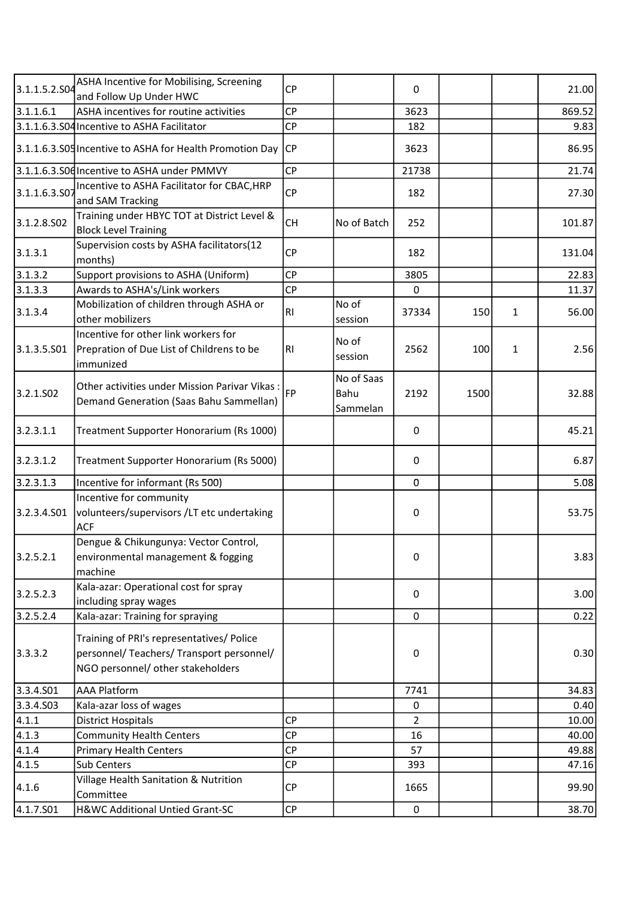| | | | | | | | |
|---|---|---|---|---|---|---|---|
| 3.1.1.5.2.S04 | ASHA Incentive for Mobilising, Screening and Follow Up Under HWC | CP | | 0 | | | 21.00 |
| 3.1.1.6.1 | ASHA incentives for routine activities | CP | | 3623 | | | 869.52 |
| 3.1.1.6.3.S04 | Incentive to ASHA Facilitator | CP | | 182 | | | 9.83 |
| 3.1.1.6.3.S05 | Incentive to ASHA for Health Promotion Day | CP | | 3623 | | | 86.95 |
| 3.1.1.6.3.S06 | Incentive to ASHA under PMMVY | CP | | 21738 | | | 21.74 |
| 3.1.1.6.3.S07 | Incentive to ASHA Facilitator for CBAC,HRP and SAM Tracking | CP | | 182 | | | 27.30 |
| 3.1.2.8.S02 | Training under HBYC TOT at District Level & Block Level Training | CH | No of Batch | 252 | | | 101.87 |
| 3.1.3.1 | Supervision costs by ASHA facilitators(12 months) | CP | | 182 | | | 131.04 |
| 3.1.3.2 | Support provisions to ASHA (Uniform) | CP | | 3805 | | | 22.83 |
| 3.1.3.3 | Awards to ASHA's/Link workers | CP | | 0 | | | 11.37 |
| 3.1.3.4 | Mobilization of children through ASHA or other mobilizers | RI | No of session | 37334 | 150 | 1 | 56.00 |
| 3.1.3.5.S01 | Incentive for other link workers for Prepration of Due List of Childrens to be immunized | RI | No of session | 2562 | 100 | 1 | 2.56 |
| 3.2.1.S02 | Other activities under Mission Parivar Vikas : Demand Generation (Saas Bahu Sammellan) | FP | No of Saas Bahu Sammelan | 2192 | 1500 | | 32.88 |
| 3.2.3.1.1 | Treatment Supporter Honorarium (Rs 1000) | | | 0 | | | 45.21 |
| 3.2.3.1.2 | Treatment Supporter Honorarium (Rs 5000) | | | 0 | | | 6.87 |
| 3.2.3.1.3 | Incentive for informant (Rs 500) | | | 0 | | | 5.08 |
| 3.2.3.4.S01 | Incentive for community volunteers/supervisors /LT etc undertaking ACF | | | 0 | | | 53.75 |
| 3.2.5.2.1 | Dengue & Chikungunya: Vector Control, environmental management & fogging machine | | | 0 | | | 3.83 |
| 3.2.5.2.3 | Kala-azar: Operational cost for spray including spray wages | | | 0 | | | 3.00 |
| 3.2.5.2.4 | Kala-azar: Training for spraying | | | 0 | | | 0.22 |
| 3.3.3.2 | Training of PRI's representatives/ Police personnel/ Teachers/ Transport personnel/ NGO personnel/ other stakeholders | | | 0 | | | 0.30 |
| 3.3.4.S01 | AAA Platform | | | 7741 | | | 34.83 |
| 3.3.4.S03 | Kala-azar loss of wages | | | 0 | | | 0.40 |
| 4.1.1 | District Hospitals | CP | | 2 | | | 10.00 |
| 4.1.3 | Community Health Centers | CP | | 16 | | | 40.00 |
| 4.1.4 | Primary Health Centers | CP | | 57 | | | 49.88 |
| 4.1.5 | Sub Centers | CP | | 393 | | | 47.16 |
| 4.1.6 | Village Health Sanitation & Nutrition Committee | CP | | 1665 | | | 99.90 |
| 4.1.7.S01 | H&WC Additional Untied Grant-SC | CP | | 0 | | | 38.70 |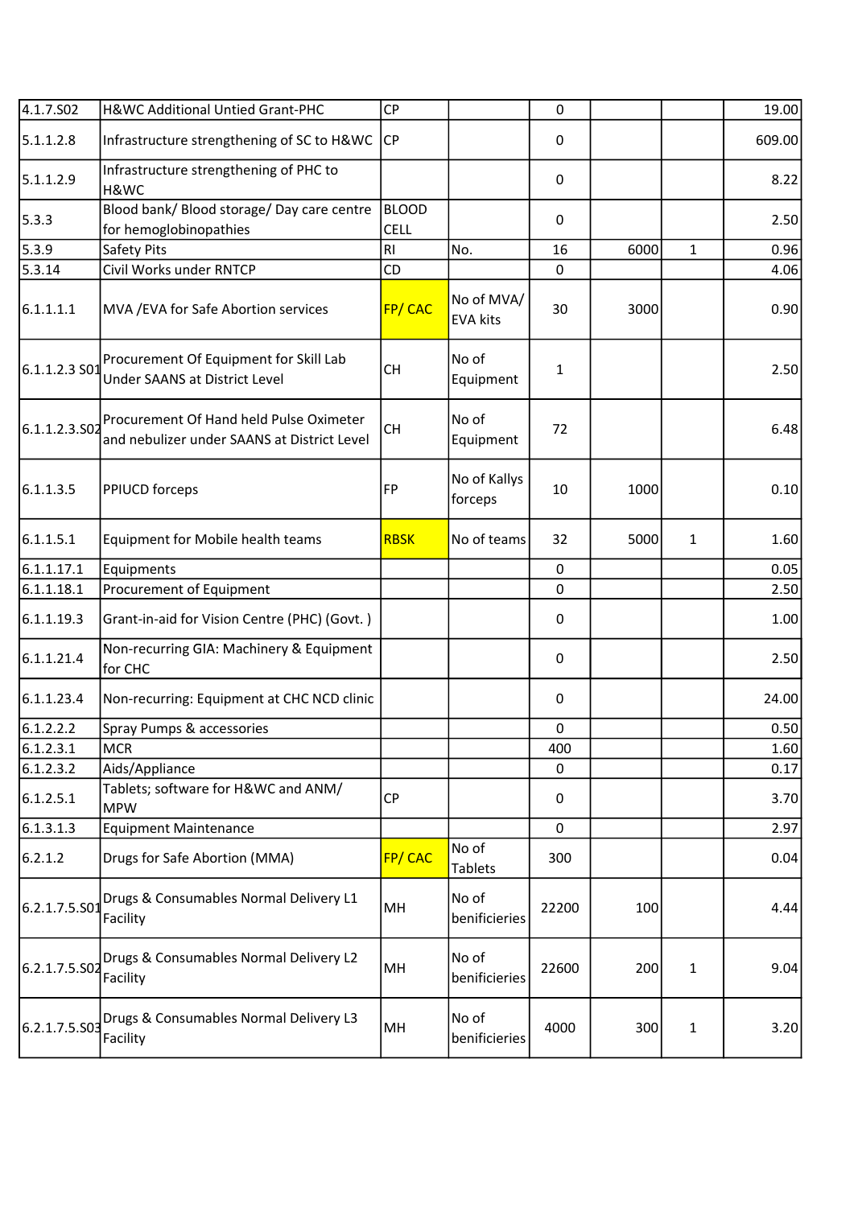| | | | | | | | |
|---|---|---|---|---|---|---|---|
| 4.1.7.S02 | H&WC Additional Untied Grant-PHC | CP | | 0 | | | 19.00 |
| 5.1.1.2.8 | Infrastructure strengthening of SC to H&WC | CP | | 0 | | | 609.00 |
| 5.1.1.2.9 | Infrastructure strengthening of PHC to H&WC | | | 0 | | | 8.22 |
| 5.3.3 | Blood bank/ Blood storage/ Day care centre for hemoglobinopathies | BLOOD CELL | | 0 | | | 2.50 |
| 5.3.9 | Safety Pits | RI | No. | 16 | 6000 | 1 | 0.96 |
| 5.3.14 | Civil Works under RNTCP | CD | | 0 | | | 4.06 |
| 6.1.1.1.1 | MVA /EVA for Safe Abortion services | FP/ CAC | No of MVA/ EVA kits | 30 | 3000 | | 0.90 |
| 6.1.1.2.3 S01 | Procurement Of Equipment for Skill Lab Under SAANS at District Level | CH | No of Equipment | 1 | | | 2.50 |
| 6.1.1.2.3.S02 | Procurement Of Hand held Pulse Oximeter and nebulizer under SAANS at District Level | CH | No of Equipment | 72 | | | 6.48 |
| 6.1.1.3.5 | PPIUCD forceps | FP | No of Kallys forceps | 10 | 1000 | | 0.10 |
| 6.1.1.5.1 | Equipment for Mobile health teams | RBSK | No of teams | 32 | 5000 | 1 | 1.60 |
| 6.1.1.17.1 | Equipments | | | 0 | | | 0.05 |
| 6.1.1.18.1 | Procurement of Equipment | | | 0 | | | 2.50 |
| 6.1.1.19.3 | Grant-in-aid for Vision Centre (PHC) (Govt. ) | | | 0 | | | 1.00 |
| 6.1.1.21.4 | Non-recurring GIA: Machinery & Equipment for CHC | | | 0 | | | 2.50 |
| 6.1.1.23.4 | Non-recurring: Equipment at CHC NCD clinic | | | 0 | | | 24.00 |
| 6.1.2.2.2 | Spray Pumps & accessories | | | 0 | | | 0.50 |
| 6.1.2.3.1 | MCR | | | 400 | | | 1.60 |
| 6.1.2.3.2 | Aids/Appliance | | | 0 | | | 0.17 |
| 6.1.2.5.1 | Tablets; software for H&WC and ANM/ MPW | CP | | 0 | | | 3.70 |
| 6.1.3.1.3 | Equipment Maintenance | | | 0 | | | 2.97 |
| 6.2.1.2 | Drugs for Safe Abortion (MMA) | FP/ CAC | No of Tablets | 300 | | | 0.04 |
| 6.2.1.7.5.S01 | Drugs & Consumables Normal Delivery L1 Facility | MH | No of benificieries | 22200 | 100 | | 4.44 |
| 6.2.1.7.5.S02 | Drugs & Consumables Normal Delivery L2 Facility | MH | No of benificieries | 22600 | 200 | 1 | 9.04 |
| 6.2.1.7.5.S03 | Drugs & Consumables Normal Delivery L3 Facility | MH | No of benificieries | 4000 | 300 | 1 | 3.20 |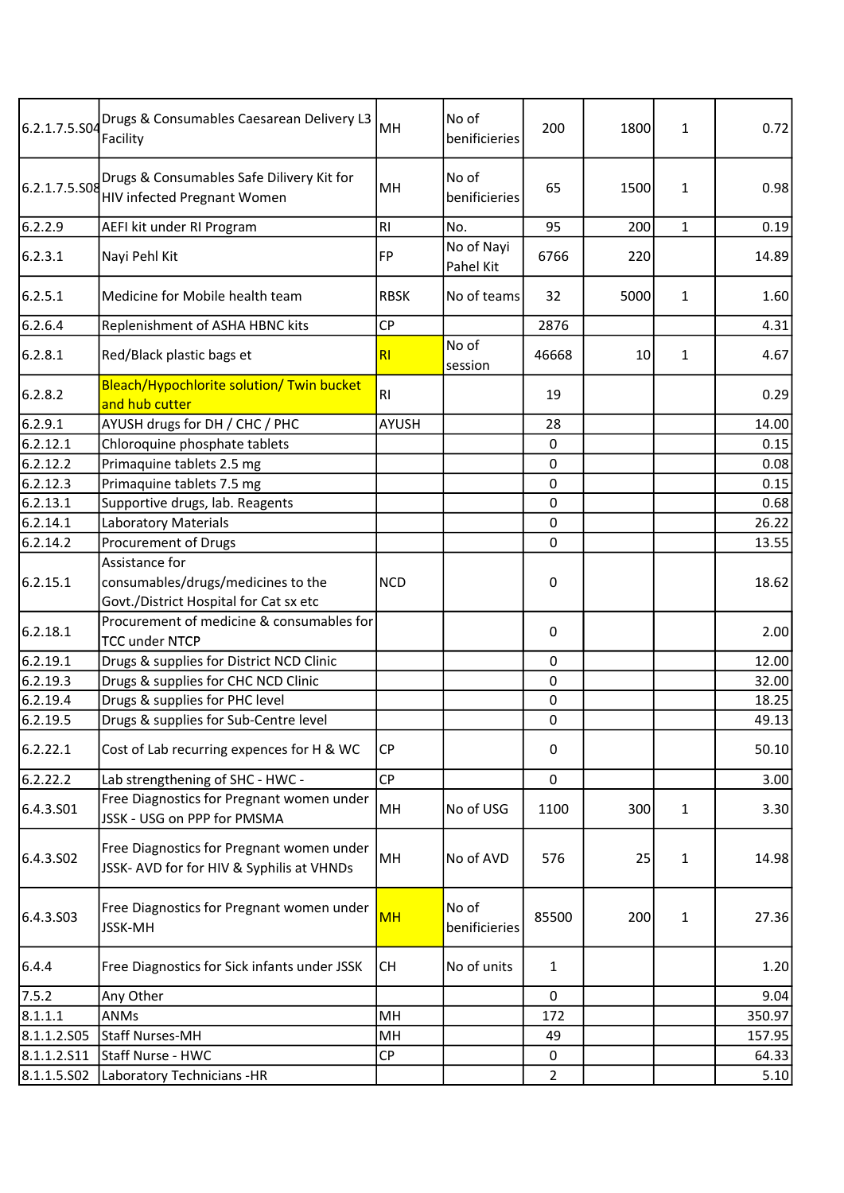| | | | | | | | |
|---|---|---|---|---|---|---|---|
| 6.2.1.7.5.S04 | Drugs & Consumables Caesarean Delivery L3 Facility | MH | No of benificieries | 200 | 1800 | 1 | 0.72 |
| 6.2.1.7.5.S08 | Drugs & Consumables Safe Dilivery Kit for HIV infected Pregnant Women | MH | No of benificieries | 65 | 1500 | 1 | 0.98 |
| 6.2.2.9 | AEFI kit under RI Program | RI | No. | 95 | 200 | 1 | 0.19 |
| 6.2.3.1 | Nayi Pehl Kit | FP | No of Nayi Pahel Kit | 6766 | 220 | | 14.89 |
| 6.2.5.1 | Medicine for Mobile health team | RBSK | No of teams | 32 | 5000 | 1 | 1.60 |
| 6.2.6.4 | Replenishment of ASHA HBNC kits | CP | | 2876 | | | 4.31 |
| 6.2.8.1 | Red/Black plastic bags et | RI | No of session | 46668 | 10 | 1 | 4.67 |
| 6.2.8.2 | Bleach/Hypochlorite solution/ Twin bucket and hub cutter | RI | | 19 | | | 0.29 |
| 6.2.9.1 | AYUSH drugs for DH / CHC / PHC | AYUSH | | 28 | | | 14.00 |
| 6.2.12.1 | Chloroquine phosphate tablets | | | 0 | | | 0.15 |
| 6.2.12.2 | Primaquine tablets 2.5 mg | | | 0 | | | 0.08 |
| 6.2.12.3 | Primaquine tablets 7.5 mg | | | 0 | | | 0.15 |
| 6.2.13.1 | Supportive drugs, lab. Reagents | | | 0 | | | 0.68 |
| 6.2.14.1 | Laboratory Materials | | | 0 | | | 26.22 |
| 6.2.14.2 | Procurement of Drugs | | | 0 | | | 13.55 |
| 6.2.15.1 | Assistance for consumables/drugs/medicines to the Govt./District Hospital for Cat sx etc | NCD | | 0 | | | 18.62 |
| 6.2.18.1 | Procurement of medicine & consumables for TCC under NTCP | | | 0 | | | 2.00 |
| 6.2.19.1 | Drugs & supplies for District NCD Clinic | | | 0 | | | 12.00 |
| 6.2.19.3 | Drugs & supplies for CHC NCD Clinic | | | 0 | | | 32.00 |
| 6.2.19.4 | Drugs & supplies for PHC level | | | 0 | | | 18.25 |
| 6.2.19.5 | Drugs & supplies for Sub-Centre level | | | 0 | | | 49.13 |
| 6.2.22.1 | Cost of Lab recurring expences for H & WC | CP | | 0 | | | 50.10 |
| 6.2.22.2 | Lab strengthening of SHC - HWC - | CP | | 0 | | | 3.00 |
| 6.4.3.S01 | Free Diagnostics for Pregnant women under JSSK - USG on PPP for PMSMA | MH | No of USG | 1100 | 300 | 1 | 3.30 |
| 6.4.3.S02 | Free Diagnostics for Pregnant women under JSSK- AVD for for HIV & Syphilis at VHNDs | MH | No of AVD | 576 | 25 | 1 | 14.98 |
| 6.4.3.S03 | Free Diagnostics for Pregnant women under JSSK-MH | MH | No of benificieries | 85500 | 200 | 1 | 27.36 |
| 6.4.4 | Free Diagnostics for Sick infants under JSSK | CH | No of units | 1 | | | 1.20 |
| 7.5.2 | Any Other | | | 0 | | | 9.04 |
| 8.1.1.1 | ANMs | MH | | 172 | | | 350.97 |
| 8.1.1.2.S05 | Staff Nurses-MH | MH | | 49 | | | 157.95 |
| 8.1.1.2.S11 | Staff Nurse - HWC | CP | | 0 | | | 64.33 |
| 8.1.1.5.S02 | Laboratory Technicians -HR | | | 2 | | | 5.10 |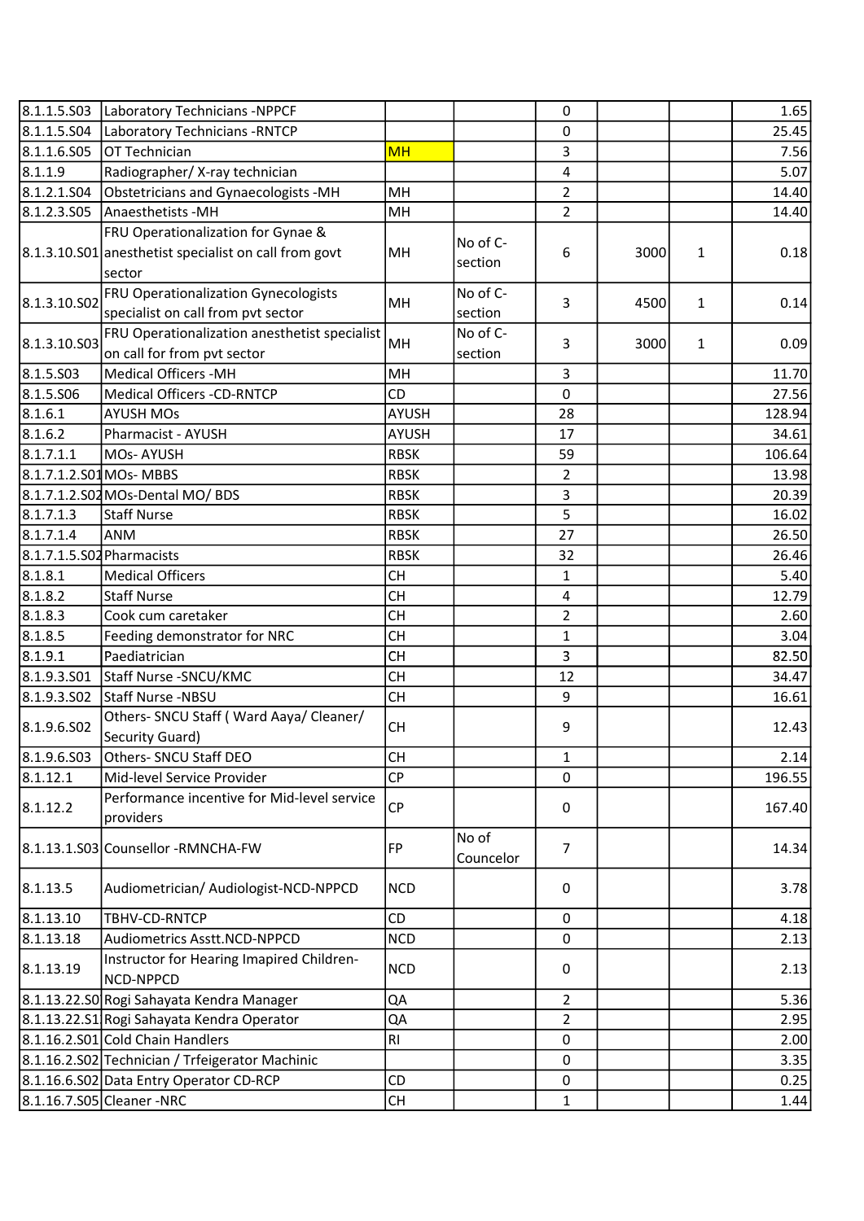| | | | | | | | |
|---|---|---|---|---|---|---|---|
| 8.1.1.5.S03 | Laboratory Technicians -NPPCF | | | 0 | | | 1.65 |
| 8.1.1.5.S04 | Laboratory Technicians -RNTCP | | | 0 | | | 25.45 |
| 8.1.1.6.S05 | OT Technician | MH | | 3 | | | 7.56 |
| 8.1.1.9 | Radiographer/ X-ray technician | | | 4 | | | 5.07 |
| 8.1.2.1.S04 | Obstetricians and Gynaecologists -MH | MH | | 2 | | | 14.40 |
| 8.1.2.3.S05 | Anaesthetists -MH | MH | | 2 | | | 14.40 |
| 8.1.3.10.S01 | FRU Operationalization for Gynae & anesthetist specialist on call from govt sector | MH | No of C-section | 6 | 3000 | 1 | 0.18 |
| 8.1.3.10.S02 | FRU Operationalization Gynecologists specialist on call from pvt sector | MH | No of C-section | 3 | 4500 | 1 | 0.14 |
| 8.1.3.10.S03 | FRU Operationalization anesthetist specialist on call for from pvt sector | MH | No of C-section | 3 | 3000 | 1 | 0.09 |
| 8.1.5.S03 | Medical Officers -MH | MH | | 3 | | | 11.70 |
| 8.1.5.S06 | Medical Officers -CD-RNTCP | CD | | 0 | | | 27.56 |
| 8.1.6.1 | AYUSH MOs | AYUSH | | 28 | | | 128.94 |
| 8.1.6.2 | Pharmacist - AYUSH | AYUSH | | 17 | | | 34.61 |
| 8.1.7.1.1 | MOs- AYUSH | RBSK | | 59 | | | 106.64 |
| 8.1.7.1.2.S01 | MOs- MBBS | RBSK | | 2 | | | 13.98 |
| 8.1.7.1.2.S02 | MOs-Dental MO/ BDS | RBSK | | 3 | | | 20.39 |
| 8.1.7.1.3 | Staff Nurse | RBSK | | 5 | | | 16.02 |
| 8.1.7.1.4 | ANM | RBSK | | 27 | | | 26.50 |
| 8.1.7.1.5.S02 | Pharmacists | RBSK | | 32 | | | 26.46 |
| 8.1.8.1 | Medical Officers | CH | | 1 | | | 5.40 |
| 8.1.8.2 | Staff Nurse | CH | | 4 | | | 12.79 |
| 8.1.8.3 | Cook cum caretaker | CH | | 2 | | | 2.60 |
| 8.1.8.5 | Feeding demonstrator for NRC | CH | | 1 | | | 3.04 |
| 8.1.9.1 | Paediatrician | CH | | 3 | | | 82.50 |
| 8.1.9.3.S01 | Staff Nurse -SNCU/KMC | CH | | 12 | | | 34.47 |
| 8.1.9.3.S02 | Staff Nurse -NBSU | CH | | 9 | | | 16.61 |
| 8.1.9.6.S02 | Others- SNCU Staff ( Ward Aaya/ Cleaner/ Security Guard) | CH | | 9 | | | 12.43 |
| 8.1.9.6.S03 | Others- SNCU Staff DEO | CH | | 1 | | | 2.14 |
| 8.1.12.1 | Mid-level Service Provider | CP | | 0 | | | 196.55 |
| 8.1.12.2 | Performance incentive for Mid-level service providers | CP | | 0 | | | 167.40 |
| 8.1.13.1.S03 | Counsellor -RMNCHA-FW | FP | No of Councelor | 7 | | | 14.34 |
| 8.1.13.5 | Audiometrician/ Audiologist-NCD-NPPCD | NCD | | 0 | | | 3.78 |
| 8.1.13.10 | TBHV-CD-RNTCP | CD | | 0 | | | 4.18 |
| 8.1.13.18 | Audiometrics Asstt.NCD-NPPCD | NCD | | 0 | | | 2.13 |
| 8.1.13.19 | Instructor for Hearing Imapired Children-NCD-NPPCD | NCD | | 0 | | | 2.13 |
| 8.1.13.22.S0 | Rogi Sahayata Kendra Manager | QA | | 2 | | | 5.36 |
| 8.1.13.22.S1 | Rogi Sahayata Kendra Operator | QA | | 2 | | | 2.95 |
| 8.1.16.2.S01 | Cold Chain Handlers | RI | | 0 | | | 2.00 |
| 8.1.16.2.S02 | Technician / Trfeigerator Machinic | | | 0 | | | 3.35 |
| 8.1.16.6.S02 | Data Entry Operator CD-RCP | CD | | 0 | | | 0.25 |
| 8.1.16.7.S05 | Cleaner -NRC | CH | | 1 | | | 1.44 |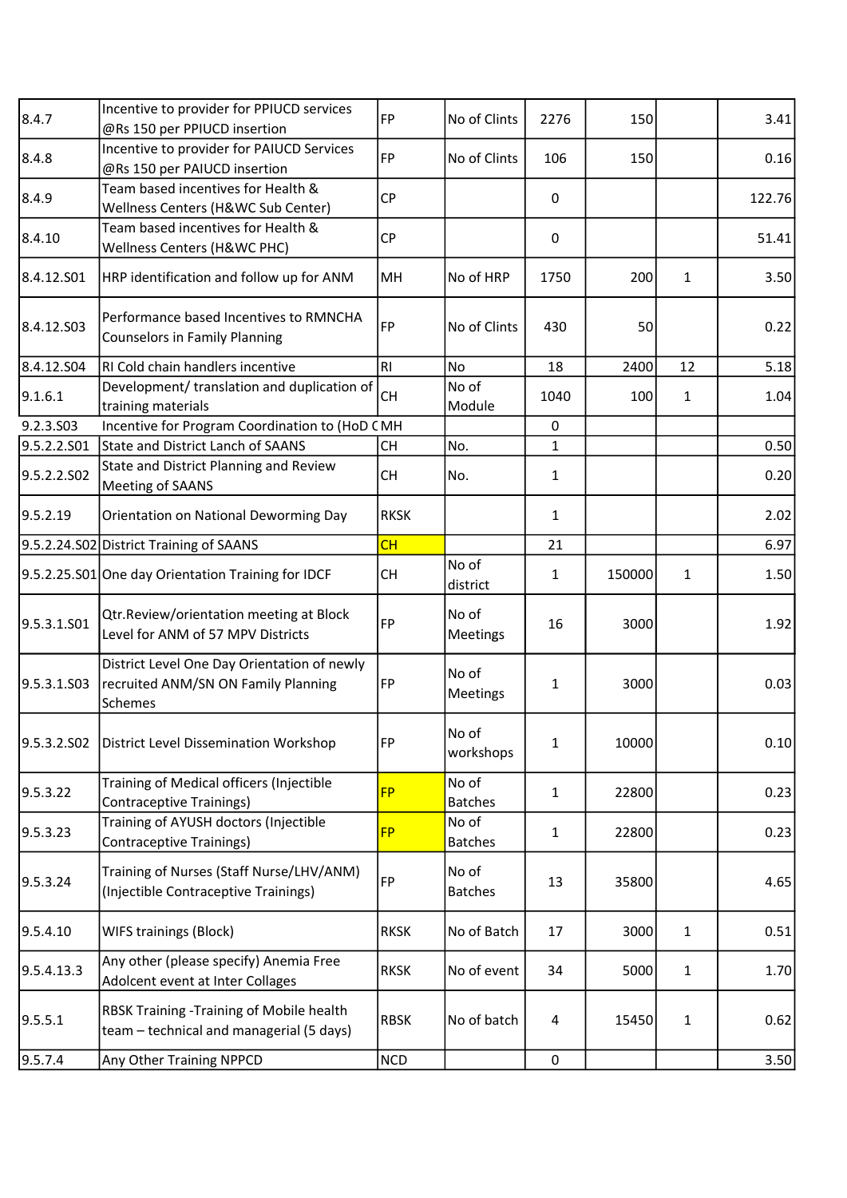| | | | | | | | |
|---|---|---|---|---|---|---|---|
| 8.4.7 | Incentive to provider for PPIUCD services @Rs 150 per PPIUCD insertion | FP | No of Clints | 2276 | 150 | | 3.41 |
| 8.4.8 | Incentive to provider for PAIUCD Services @Rs 150 per PAIUCD insertion | FP | No of Clints | 106 | 150 | | 0.16 |
| 8.4.9 | Team based incentives for Health & Wellness Centers (H&WC Sub Center) | CP | | 0 | | | 122.76 |
| 8.4.10 | Team based incentives for Health & Wellness Centers (H&WC PHC) | CP | | 0 | | | 51.41 |
| 8.4.12.S01 | HRP identification and follow up for ANM | MH | No of HRP | 1750 | 200 | 1 | 3.50 |
| 8.4.12.S03 | Performance based Incentives to RMNCHA Counselors in Family Planning | FP | No of Clints | 430 | 50 | | 0.22 |
| 8.4.12.S04 | RI Cold chain handlers incentive | RI | No | 18 | 2400 | 12 | 5.18 |
| 9.1.6.1 | Development/ translation and duplication of training materials | CH | No of Module | 1040 | 100 | 1 | 1.04 |
| 9.2.3.S03 | Incentive for Program Coordination to (HoD C | MH | | 0 | | | |
| 9.5.2.2.S01 | State and District Lanch of SAANS | CH | No. | 1 | | | 0.50 |
| 9.5.2.2.S02 | State and District Planning and Review Meeting of SAANS | CH | No. | 1 | | | 0.20 |
| 9.5.2.19 | Orientation on National Deworming Day | RKSK | | 1 | | | 2.02 |
| 9.5.2.24.S02 | District Training of SAANS | CH | | 21 | | | 6.97 |
| 9.5.2.25.S01 | One day Orientation Training for IDCF | CH | No of district | 1 | 150000 | 1 | 1.50 |
| 9.5.3.1.S01 | Qtr.Review/orientation meeting at Block Level for ANM of 57 MPV Districts | FP | No of Meetings | 16 | 3000 | | 1.92 |
| 9.5.3.1.S03 | District Level One Day Orientation of newly recruited ANM/SN ON Family Planning Schemes | FP | No of Meetings | 1 | 3000 | | 0.03 |
| 9.5.3.2.S02 | District Level Dissemination Workshop | FP | No of workshops | 1 | 10000 | | 0.10 |
| 9.5.3.22 | Training of Medical officers (Injectible Contraceptive Trainings) | FP | No of Batches | 1 | 22800 | | 0.23 |
| 9.5.3.23 | Training of AYUSH doctors (Injectible Contraceptive Trainings) | FP | No of Batches | 1 | 22800 | | 0.23 |
| 9.5.3.24 | Training of Nurses (Staff Nurse/LHV/ANM) (Injectible Contraceptive Trainings) | FP | No of Batches | 13 | 35800 | | 4.65 |
| 9.5.4.10 | WIFS trainings (Block) | RKSK | No of Batch | 17 | 3000 | 1 | 0.51 |
| 9.5.4.13.3 | Any other (please specify) Anemia Free Adolcent event at Inter Collages | RKSK | No of event | 34 | 5000 | 1 | 1.70 |
| 9.5.5.1 | RBSK Training -Training of Mobile health team – technical and managerial (5 days) | RBSK | No of batch | 4 | 15450 | 1 | 0.62 |
| 9.5.7.4 | Any Other Training NPPCD | NCD | | 0 | | | 3.50 |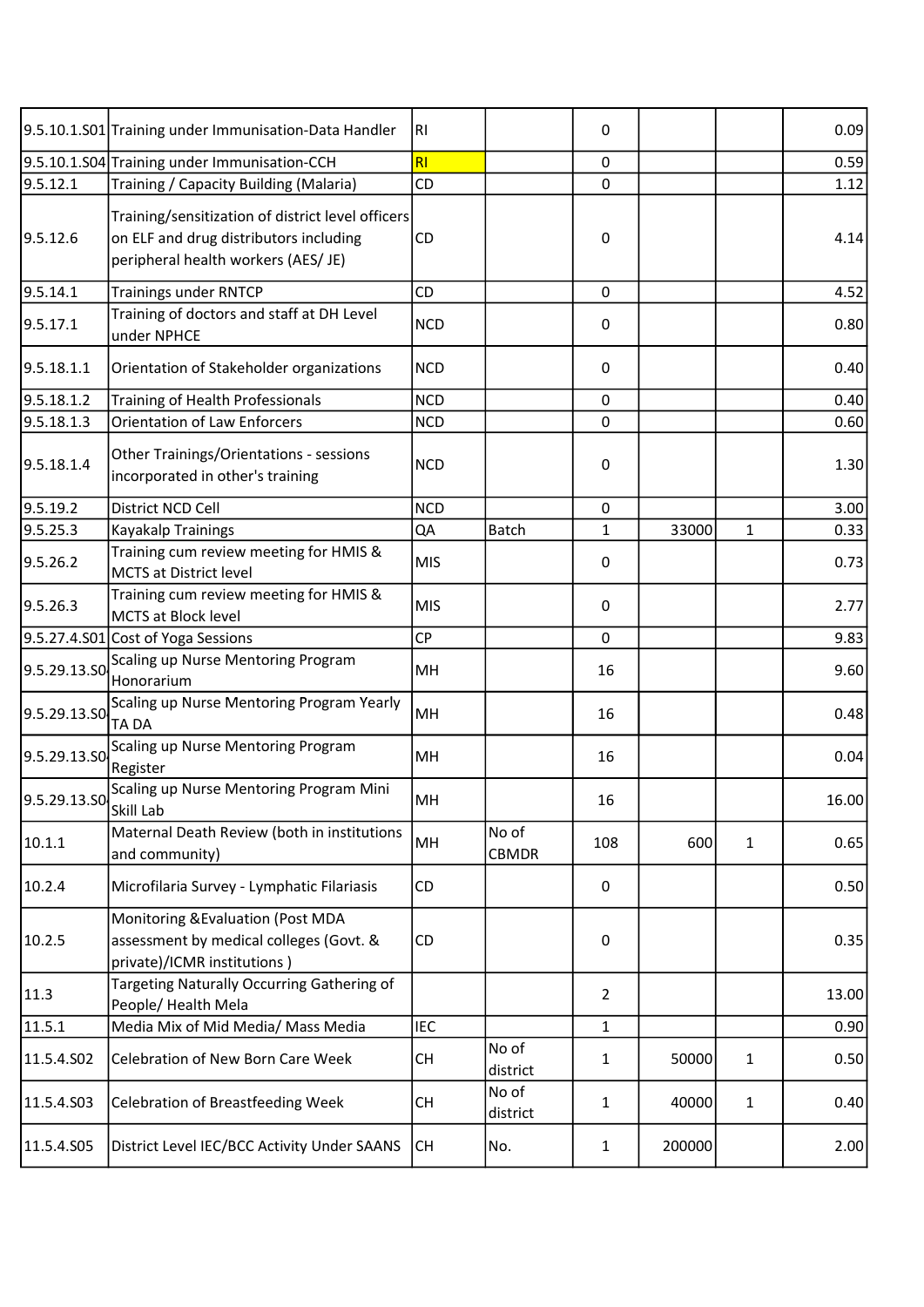| | | | | | | | |
|---|---|---|---|---|---|---|---|
| 9.5.10.1.S01 | Training under Immunisation-Data Handler | RI | | 0 | | | 0.09 |
| 9.5.10.1.S04 | Training under Immunisation-CCH | RI | | 0 | | | 0.59 |
| 9.5.12.1 | Training / Capacity Building (Malaria) | CD | | 0 | | | 1.12 |
| 9.5.12.6 | Training/sensitization of district level officers on ELF and drug distributors including peripheral health workers (AES/ JE) | CD | | 0 | | | 4.14 |
| 9.5.14.1 | Trainings under RNTCP | CD | | 0 | | | 4.52 |
| 9.5.17.1 | Training of doctors and staff at DH Level under NPHCE | NCD | | 0 | | | 0.80 |
| 9.5.18.1.1 | Orientation of Stakeholder organizations | NCD | | 0 | | | 0.40 |
| 9.5.18.1.2 | Training of Health Professionals | NCD | | 0 | | | 0.40 |
| 9.5.18.1.3 | Orientation of Law Enforcers | NCD | | 0 | | | 0.60 |
| 9.5.18.1.4 | Other Trainings/Orientations - sessions incorporated in other's training | NCD | | 0 | | | 1.30 |
| 9.5.19.2 | District NCD Cell | NCD | | 0 | | | 3.00 |
| 9.5.25.3 | Kayakalp Trainings | QA | Batch | 1 | 33000 | 1 | 0.33 |
| 9.5.26.2 | Training cum review meeting for HMIS & MCTS at District level | MIS | | 0 | | | 0.73 |
| 9.5.26.3 | Training cum review meeting for HMIS & MCTS at Block level | MIS | | 0 | | | 2.77 |
| 9.5.27.4.S01 | Cost of Yoga Sessions | CP | | 0 | | | 9.83 |
| 9.5.29.13.S0 | Scaling up Nurse Mentoring Program Honorarium | MH | | 16 | | | 9.60 |
| 9.5.29.13.S0 | Scaling up Nurse Mentoring Program Yearly TA DA | MH | | 16 | | | 0.48 |
| 9.5.29.13.S0 | Scaling up Nurse Mentoring Program Register | MH | | 16 | | | 0.04 |
| 9.5.29.13.S0 | Scaling up Nurse Mentoring Program Mini Skill Lab | MH | | 16 | | | 16.00 |
| 10.1.1 | Maternal Death Review (both in institutions and community) | MH | No of CBMDR | 108 | 600 | 1 | 0.65 |
| 10.2.4 | Microfilaria Survey - Lymphatic Filariasis | CD | | 0 | | | 0.50 |
| 10.2.5 | Monitoring &Evaluation (Post MDA assessment by medical colleges (Govt. & private)/ICMR institutions ) | CD | | 0 | | | 0.35 |
| 11.3 | Targeting Naturally Occurring Gathering of People/ Health Mela | | | 2 | | | 13.00 |
| 11.5.1 | Media Mix of Mid Media/ Mass Media | IEC | | 1 | | | 0.90 |
| 11.5.4.S02 | Celebration of New Born Care Week | CH | No of district | 1 | 50000 | 1 | 0.50 |
| 11.5.4.S03 | Celebration of Breastfeeding Week | CH | No of district | 1 | 40000 | 1 | 0.40 |
| 11.5.4.S05 | District Level IEC/BCC Activity Under SAANS | CH | No. | 1 | 200000 | | 2.00 |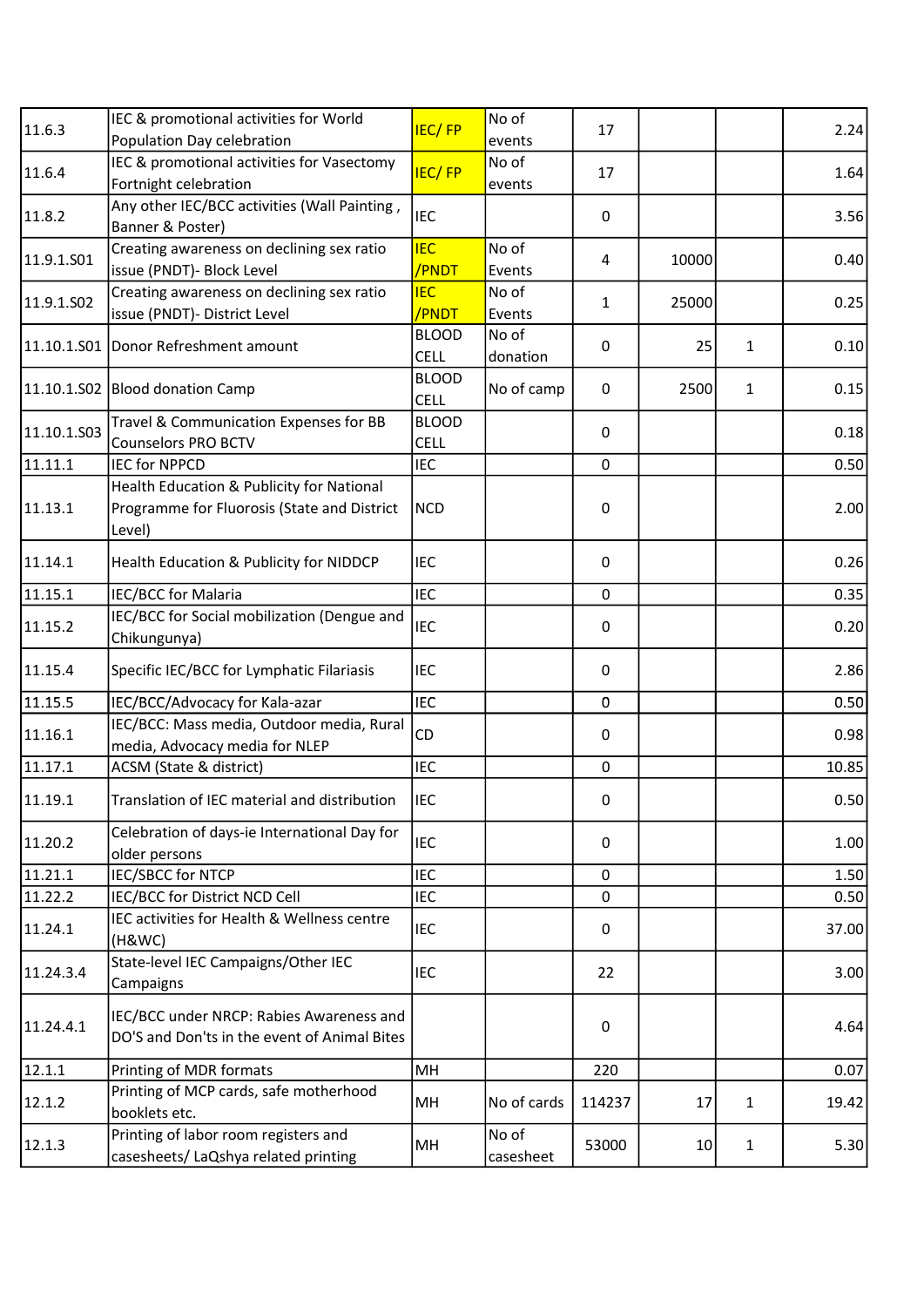| | | | | | | | |
|---|---|---|---|---|---|---|---|
| 11.6.3 | IEC & promotional activities for World Population Day celebration | IEC/ FP | No of events | 17 | | | 2.24 |
| 11.6.4 | IEC & promotional activities for Vasectomy Fortnight celebration | IEC/ FP | No of events | 17 | | | 1.64 |
| 11.8.2 | Any other IEC/BCC activities (Wall Painting , Banner & Poster) | IEC | | 0 | | | 3.56 |
| 11.9.1.S01 | Creating awareness on declining sex ratio issue (PNDT)- Block Level | IEC /PNDT | No of Events | 4 | 10000 | | 0.40 |
| 11.9.1.S02 | Creating awareness on declining sex ratio issue (PNDT)- District Level | IEC /PNDT | No of Events | 1 | 25000 | | 0.25 |
| 11.10.1.S01 | Donor Refreshment amount | BLOOD CELL | No of donation | 0 | 25 | 1 | 0.10 |
| 11.10.1.S02 | Blood donation Camp | BLOOD CELL | No of camp | 0 | 2500 | 1 | 0.15 |
| 11.10.1.S03 | Travel & Communication Expenses for BB Counselors PRO BCTV | BLOOD CELL | | 0 | | | 0.18 |
| 11.11.1 | IEC for NPPCD | IEC | | 0 | | | 0.50 |
| 11.13.1 | Health Education & Publicity for National Programme for Fluorosis (State and District Level) | NCD | | 0 | | | 2.00 |
| 11.14.1 | Health Education & Publicity for NIDDCP | IEC | | 0 | | | 0.26 |
| 11.15.1 | IEC/BCC for Malaria | IEC | | 0 | | | 0.35 |
| 11.15.2 | IEC/BCC for Social mobilization (Dengue and Chikungunya) | IEC | | 0 | | | 0.20 |
| 11.15.4 | Specific IEC/BCC for Lymphatic Filariasis | IEC | | 0 | | | 2.86 |
| 11.15.5 | IEC/BCC/Advocacy for Kala-azar | IEC | | 0 | | | 0.50 |
| 11.16.1 | IEC/BCC: Mass media, Outdoor media, Rural media, Advocacy media for NLEP | CD | | 0 | | | 0.98 |
| 11.17.1 | ACSM (State & district) | IEC | | 0 | | | 10.85 |
| 11.19.1 | Translation of IEC material and distribution | IEC | | 0 | | | 0.50 |
| 11.20.2 | Celebration of days-ie International Day for older persons | IEC | | 0 | | | 1.00 |
| 11.21.1 | IEC/SBCC for NTCP | IEC | | 0 | | | 1.50 |
| 11.22.2 | IEC/BCC for District NCD Cell | IEC | | 0 | | | 0.50 |
| 11.24.1 | IEC activities for Health & Wellness centre (H&WC) | IEC | | 0 | | | 37.00 |
| 11.24.3.4 | State-level IEC Campaigns/Other IEC Campaigns | IEC | | 22 | | | 3.00 |
| 11.24.4.1 | IEC/BCC under NRCP: Rabies Awareness and DO'S and Don'ts in the event of Animal Bites | | | 0 | | | 4.64 |
| 12.1.1 | Printing of MDR formats | MH | | 220 | | | 0.07 |
| 12.1.2 | Printing of MCP cards, safe motherhood booklets etc. | MH | No of cards | 114237 | 17 | 1 | 19.42 |
| 12.1.3 | Printing of labor room registers and casesheets/ LaQshya related printing | MH | No of casesheet | 53000 | 10 | 1 | 5.30 |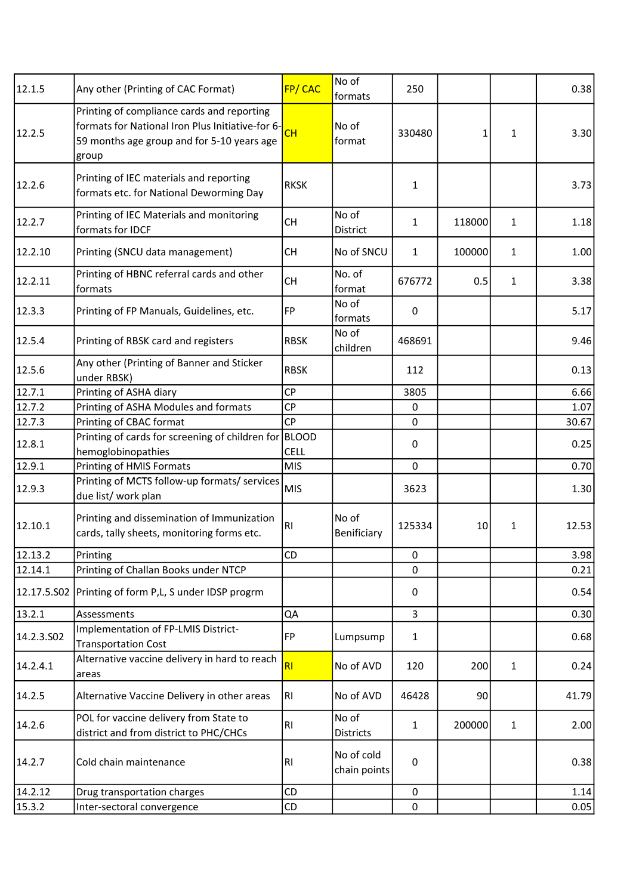| | | | | | | | |
|---|---|---|---|---|---|---|---|
| 12.1.5 | Any other (Printing of CAC Format) | FP/ CAC | No of formats | 250 | | | 0.38 |
| 12.2.5 | Printing of compliance cards and reporting formats for National Iron Plus Initiative-for 6-59 months age group and for 5-10 years age group | CH | No of format | 330480 | 1 | 1 | 3.30 |
| 12.2.6 | Printing of IEC materials and reporting formats etc. for National Deworming Day | RKSK | | 1 | | | 3.73 |
| 12.2.7 | Printing of IEC Materials and monitoring formats for IDCF | CH | No of District | 1 | 118000 | 1 | 1.18 |
| 12.2.10 | Printing (SNCU data management) | CH | No of SNCU | 1 | 100000 | 1 | 1.00 |
| 12.2.11 | Printing of HBNC referral cards and other formats | CH | No. of format | 676772 | 0.5 | 1 | 3.38 |
| 12.3.3 | Printing of FP Manuals, Guidelines, etc. | FP | No of formats | 0 | | | 5.17 |
| 12.5.4 | Printing of RBSK card and registers | RBSK | No of children | 468691 | | | 9.46 |
| 12.5.6 | Any other (Printing of Banner and Sticker under RBSK) | RBSK | | 112 | | | 0.13 |
| 12.7.1 | Printing of ASHA diary | CP | | 3805 | | | 6.66 |
| 12.7.2 | Printing of ASHA Modules and formats | CP | | 0 | | | 1.07 |
| 12.7.3 | Printing of CBAC format | CP | | 0 | | | 30.67 |
| 12.8.1 | Printing of cards for screening of children for hemoglobinopathies | BLOOD CELL | | 0 | | | 0.25 |
| 12.9.1 | Printing of HMIS Formats | MIS | | 0 | | | 0.70 |
| 12.9.3 | Printing of MCTS follow-up formats/ services due list/ work plan | MIS | | 3623 | | | 1.30 |
| 12.10.1 | Printing and dissemination of Immunization cards, tally sheets, monitoring forms etc. | RI | No of Benificiary | 125334 | 10 | 1 | 12.53 |
| 12.13.2 | Printing | CD | | 0 | | | 3.98 |
| 12.14.1 | Printing of Challan Books under NTCP | | | 0 | | | 0.21 |
| 12.17.5.S02 | Printing of form P,L, S under IDSP progrm | | | 0 | | | 0.54 |
| 13.2.1 | Assessments | QA | | 3 | | | 0.30 |
| 14.2.3.S02 | Implementation of FP-LMIS District-Transportation Cost | FP | Lumpsump | 1 | | | 0.68 |
| 14.2.4.1 | Alternative vaccine delivery in hard to reach areas | RI | No of AVD | 120 | 200 | 1 | 0.24 |
| 14.2.5 | Alternative Vaccine Delivery in other areas | RI | No of AVD | 46428 | 90 | | 41.79 |
| 14.2.6 | POL for vaccine delivery from State to district and from district to PHC/CHCs | RI | No of Districts | 1 | 200000 | 1 | 2.00 |
| 14.2.7 | Cold chain maintenance | RI | No of cold chain points | 0 | | | 0.38 |
| 14.2.12 | Drug transportation charges | CD | | 0 | | | 1.14 |
| 15.3.2 | Inter-sectoral convergence | CD | | 0 | | | 0.05 |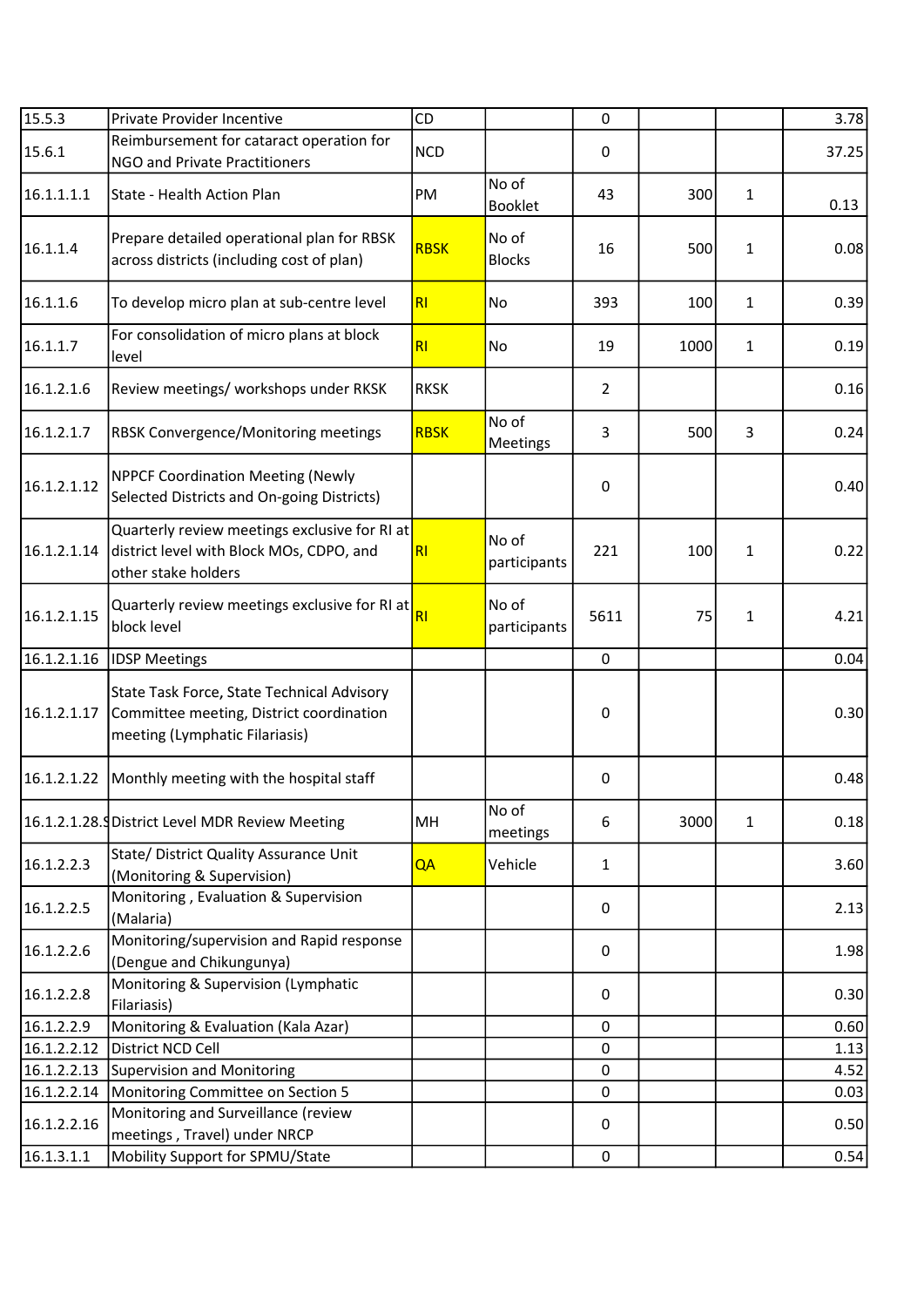| | | | | | | | |
|---|---|---|---|---|---|---|---|
| 15.5.3 | Private Provider Incentive | CD | | 0 | | | 3.78 |
| 15.6.1 | Reimbursement for cataract operation for NGO and Private Practitioners | NCD | | 0 | | | 37.25 |
| 16.1.1.1.1 | State - Health Action Plan | PM | No of Booklet | 43 | 300 | 1 | 0.13 |
| 16.1.1.4 | Prepare detailed operational plan for RBSK across districts (including cost of plan) | RBSK | No of Blocks | 16 | 500 | 1 | 0.08 |
| 16.1.1.6 | To develop micro plan at sub-centre level | RI | No | 393 | 100 | 1 | 0.39 |
| 16.1.1.7 | For consolidation of micro plans at block level | RI | No | 19 | 1000 | 1 | 0.19 |
| 16.1.2.1.6 | Review meetings/ workshops under RKSK | RKSK | | 2 | | | 0.16 |
| 16.1.2.1.7 | RBSK Convergence/Monitoring meetings | RBSK | No of Meetings | 3 | 500 | 3 | 0.24 |
| 16.1.2.1.12 | NPPCF Coordination Meeting (Newly Selected Districts and On-going Districts) | | | 0 | | | 0.40 |
| 16.1.2.1.14 | Quarterly review meetings exclusive for RI at district level with Block MOs, CDPO, and other stake holders | RI | No of participants | 221 | 100 | 1 | 0.22 |
| 16.1.2.1.15 | Quarterly review meetings exclusive for RI at block level | RI | No of participants | 5611 | 75 | 1 | 4.21 |
| 16.1.2.1.16 | IDSP Meetings | | | 0 | | | 0.04 |
| 16.1.2.1.17 | State Task Force, State Technical Advisory Committee meeting, District coordination meeting (Lymphatic Filariasis) | | | 0 | | | 0.30 |
| 16.1.2.1.22 | Monthly meeting with the hospital staff | | | 0 | | | 0.48 |
| 16.1.2.1.28.S | District Level MDR Review Meeting | MH | No of meetings | 6 | 3000 | 1 | 0.18 |
| 16.1.2.2.3 | State/ District Quality Assurance Unit (Monitoring & Supervision) | QA | Vehicle | 1 | | | 3.60 |
| 16.1.2.2.5 | Monitoring , Evaluation & Supervision (Malaria) | | | 0 | | | 2.13 |
| 16.1.2.2.6 | Monitoring/supervision and Rapid response (Dengue and Chikungunya) | | | 0 | | | 1.98 |
| 16.1.2.2.8 | Monitoring & Supervision (Lymphatic Filariasis) | | | 0 | | | 0.30 |
| 16.1.2.2.9 | Monitoring & Evaluation (Kala Azar) | | | 0 | | | 0.60 |
| 16.1.2.2.12 | District NCD Cell | | | 0 | | | 1.13 |
| 16.1.2.2.13 | Supervision and Monitoring | | | 0 | | | 4.52 |
| 16.1.2.2.14 | Monitoring Committee on Section 5 | | | 0 | | | 0.03 |
| 16.1.2.2.16 | Monitoring and Surveillance (review meetings , Travel) under NRCP | | | 0 | | | 0.50 |
| 16.1.3.1.1 | Mobility Support for SPMU/State | | | 0 | | | 0.54 |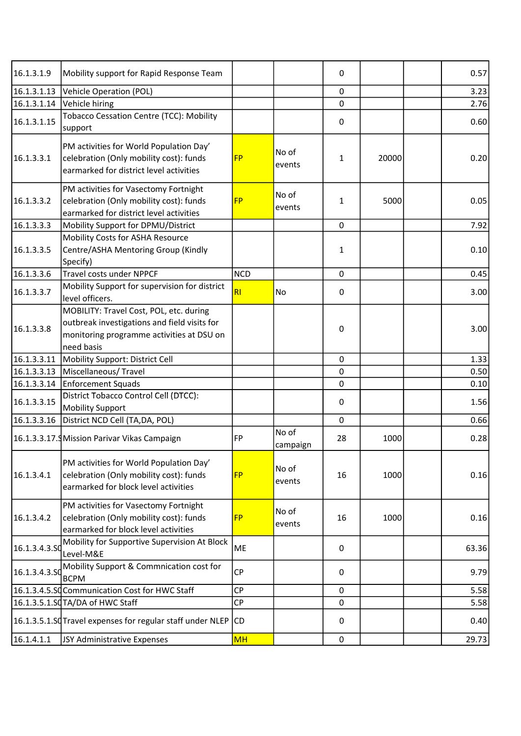| | | | | | | | |
|---|---|---|---|---|---|---|---|
| 16.1.3.1.9 | Mobility support for Rapid Response Team | | | 0 | | | 0.57 |
| 16.1.3.1.13 | Vehicle Operation (POL) | | | 0 | | | 3.23 |
| 16.1.3.1.14 | Vehicle hiring | | | 0 | | | 2.76 |
| 16.1.3.1.15 | Tobacco Cessation Centre (TCC): Mobility support | | | 0 | | | 0.60 |
| 16.1.3.3.1 | PM activities for World Population Day' celebration (Only mobility cost): funds earmarked for district level activities | FP | No of events | 1 | 20000 | | 0.20 |
| 16.1.3.3.2 | PM activities for Vasectomy Fortnight celebration (Only mobility cost): funds earmarked for district level activities | FP | No of events | 1 | 5000 | | 0.05 |
| 16.1.3.3.3 | Mobility Support for DPMU/District | | | 0 | | | 7.92 |
| 16.1.3.3.5 | Mobility Costs for ASHA Resource Centre/ASHA Mentoring Group (Kindly Specify) | | | 1 | | | 0.10 |
| 16.1.3.3.6 | Travel costs under NPPCF | NCD | | 0 | | | 0.45 |
| 16.1.3.3.7 | Mobility Support for supervision for district level officers. | RI | No | 0 | | | 3.00 |
| 16.1.3.3.8 | MOBILITY: Travel Cost, POL, etc. during outbreak investigations and field visits for monitoring programme activities at DSU on need basis | | | 0 | | | 3.00 |
| 16.1.3.3.11 | Mobility Support: District Cell | | | 0 | | | 1.33 |
| 16.1.3.3.13 | Miscellaneous/ Travel | | | 0 | | | 0.50 |
| 16.1.3.3.14 | Enforcement Squads | | | 0 | | | 0.10 |
| 16.1.3.3.15 | District Tobacco Control Cell (DTCC): Mobility Support | | | 0 | | | 1.56 |
| 16.1.3.3.16 | District NCD Cell (TA,DA, POL) | | | 0 | | | 0.66 |
| 16.1.3.3.17.S | Mission Parivar Vikas Campaign | FP | No of campaign | 28 | 1000 | | 0.28 |
| 16.1.3.4.1 | PM activities for World Population Day' celebration (Only mobility cost): funds earmarked for block level activities | FP | No of events | 16 | 1000 | | 0.16 |
| 16.1.3.4.2 | PM activities for Vasectomy Fortnight celebration (Only mobility cost): funds earmarked for block level activities | FP | No of events | 16 | 1000 | | 0.16 |
| 16.1.3.4.3.SC | Mobility for Supportive Supervision At Block Level-M&E | ME | | 0 | | | 63.36 |
| 16.1.3.4.3.SC | Mobility Support & Commnication cost for BCPM | CP | | 0 | | | 9.79 |
| 16.1.3.4.5.SC | Communication Cost for HWC Staff | CP | | 0 | | | 5.58 |
| 16.1.3.5.1.SC | TA/DA of HWC Staff | CP | | 0 | | | 5.58 |
| 16.1.3.5.1.SC | Travel expenses for regular staff under NLEP | CD | | 0 | | | 0.40 |
| 16.1.4.1.1 | JSY Administrative Expenses | MH | | 0 | | | 29.73 |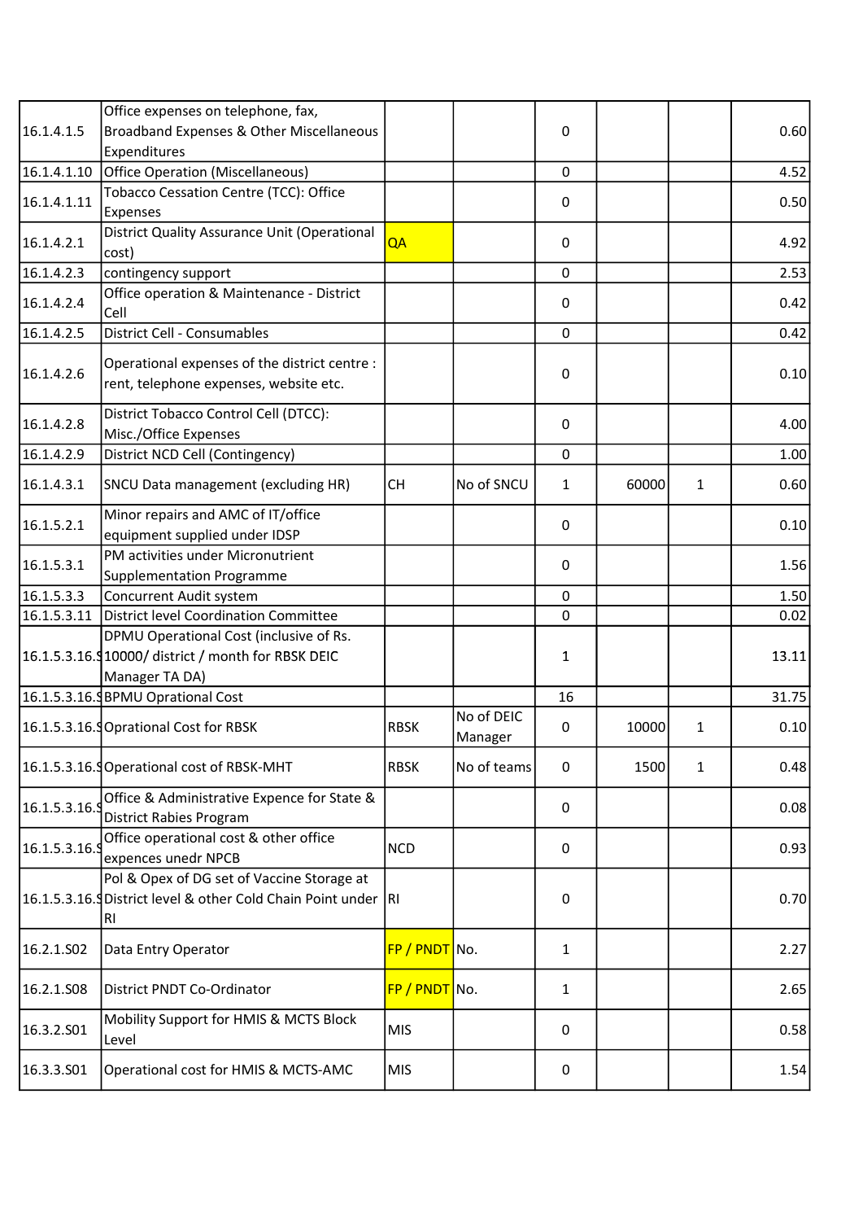| | | | | | | | |
|---|---|---|---|---|---|---|---|
| 16.1.4.1.5 | Office expenses on telephone, fax, Broadband Expenses & Other Miscellaneous Expenditures | | | 0 | | | 0.60 |
| 16.1.4.1.10 | Office Operation (Miscellaneous) | | | 0 | | | 4.52 |
| 16.1.4.1.11 | Tobacco Cessation Centre (TCC): Office Expenses | | | 0 | | | 0.50 |
| 16.1.4.2.1 | District Quality Assurance Unit (Operational cost) | QA | | 0 | | | 4.92 |
| 16.1.4.2.3 | contingency support | | | 0 | | | 2.53 |
| 16.1.4.2.4 | Office operation & Maintenance - District Cell | | | 0 | | | 0.42 |
| 16.1.4.2.5 | District Cell - Consumables | | | 0 | | | 0.42 |
| 16.1.4.2.6 | Operational expenses of the district centre : rent, telephone expenses, website etc. | | | 0 | | | 0.10 |
| 16.1.4.2.8 | District Tobacco Control Cell (DTCC): Misc./Office Expenses | | | 0 | | | 4.00 |
| 16.1.4.2.9 | District NCD Cell (Contingency) | | | 0 | | | 1.00 |
| 16.1.4.3.1 | SNCU Data management (excluding HR) | CH | No of SNCU | 1 | 60000 | 1 | 0.60 |
| 16.1.5.2.1 | Minor repairs and AMC of IT/office equipment supplied under IDSP | | | 0 | | | 0.10 |
| 16.1.5.3.1 | PM activities under Micronutrient Supplementation Programme | | | 0 | | | 1.56 |
| 16.1.5.3.3 | Concurrent Audit system | | | 0 | | | 1.50 |
| 16.1.5.3.11 | District level Coordination Committee | | | 0 | | | 0.02 |
| 16.1.5.3.16.S | DPMU Operational Cost (inclusive of Rs. 10000/ district / month for RBSK DEIC Manager TA DA) | | | 1 | | | 13.11 |
| 16.1.5.3.16.S | BPMU Oprational Cost | | | 16 | | | 31.75 |
| 16.1.5.3.16.S | Oprational Cost for RBSK | RBSK | No of DEIC Manager | 0 | 10000 | 1 | 0.10 |
| 16.1.5.3.16.S | Operational cost of RBSK-MHT | RBSK | No of teams | 0 | 1500 | 1 | 0.48 |
| 16.1.5.3.16.S | Office & Administrative Expence for State & District Rabies Program | | | 0 | | | 0.08 |
| 16.1.5.3.16.S | Office operational cost & other office expences unedr NPCB | NCD | | 0 | | | 0.93 |
| 16.1.5.3.16.S | Pol & Opex of DG set of Vaccine Storage at District level & other Cold Chain Point under RI | RI | | 0 | | | 0.70 |
| 16.2.1.S02 | Data Entry Operator | FP / PNDT | No. | 1 | | | 2.27 |
| 16.2.1.S08 | District PNDT Co-Ordinator | FP / PNDT | No. | 1 | | | 2.65 |
| 16.3.2.S01 | Mobility Support for HMIS & MCTS Block Level | MIS | | 0 | | | 0.58 |
| 16.3.3.S01 | Operational cost for HMIS & MCTS-AMC | MIS | | 0 | | | 1.54 |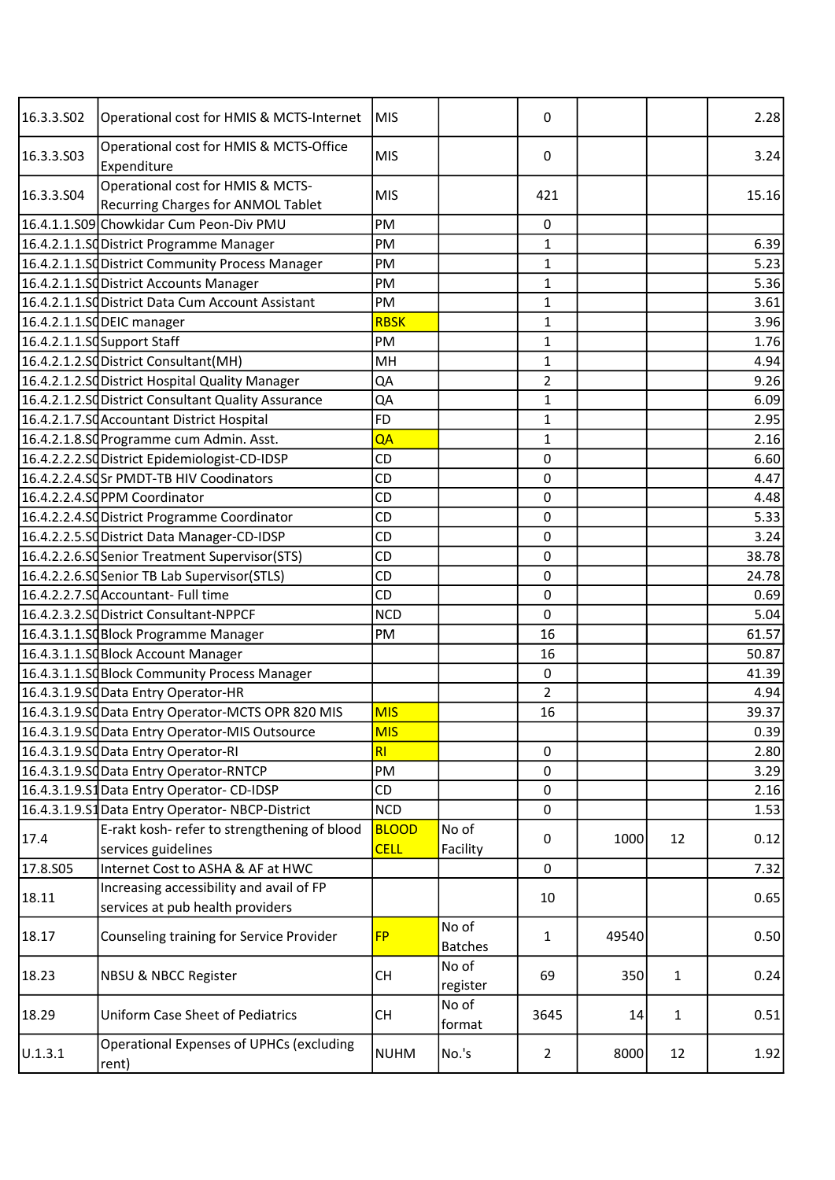| | | | | | | | |
|---|---|---|---|---|---|---|---|
| 16.3.3.S02 | Operational cost for HMIS & MCTS-Internet | MIS | | 0 | | | 2.28 |
| 16.3.3.S03 | Operational cost for HMIS & MCTS-Office Expenditure | MIS | | 0 | | | 3.24 |
| 16.3.3.S04 | Operational cost for HMIS & MCTS-Recurring Charges for ANMOL Tablet | MIS | | 421 | | | 15.16 |
| 16.4.1.1.S09 | Chowkidar Cum Peon-Div PMU | PM | | 0 | | | |
| 16.4.2.1.1.S0 | District Programme Manager | PM | | 1 | | | 6.39 |
| 16.4.2.1.1.S0 | District Community Process Manager | PM | | 1 | | | 5.23 |
| 16.4.2.1.1.S0 | District Accounts Manager | PM | | 1 | | | 5.36 |
| 16.4.2.1.1.S0 | District Data Cum Account Assistant | PM | | 1 | | | 3.61 |
| 16.4.2.1.1.S0 | DEIC manager | RBSK | | 1 | | | 3.96 |
| 16.4.2.1.1.S0 | Support Staff | PM | | 1 | | | 1.76 |
| 16.4.2.1.2.S0 | District Consultant(MH) | MH | | 1 | | | 4.94 |
| 16.4.2.1.2.S0 | District Hospital Quality Manager | QA | | 2 | | | 9.26 |
| 16.4.2.1.2.S0 | District Consultant Quality Assurance | QA | | 1 | | | 6.09 |
| 16.4.2.1.7.S0 | Accountant District Hospital | FD | | 1 | | | 2.95 |
| 16.4.2.1.8.S0 | Programme cum Admin. Asst. | QA | | 1 | | | 2.16 |
| 16.4.2.2.2.S0 | District Epidemiologist-CD-IDSP | CD | | 0 | | | 6.60 |
| 16.4.2.2.4.S0 | Sr PMDT-TB HIV Coodinators | CD | | 0 | | | 4.47 |
| 16.4.2.2.4.S0 | PPM Coordinator | CD | | 0 | | | 4.48 |
| 16.4.2.2.4.S0 | District Programme Coordinator | CD | | 0 | | | 5.33 |
| 16.4.2.2.5.S0 | District Data Manager-CD-IDSP | CD | | 0 | | | 3.24 |
| 16.4.2.2.6.S0 | Senior Treatment Supervisor(STS) | CD | | 0 | | | 38.78 |
| 16.4.2.2.6.S0 | Senior TB Lab Supervisor(STLS) | CD | | 0 | | | 24.78 |
| 16.4.2.2.7.S0 | Accountant- Full time | CD | | 0 | | | 0.69 |
| 16.4.2.3.2.S0 | District Consultant-NPPCF | NCD | | 0 | | | 5.04 |
| 16.4.3.1.1.S0 | Block Programme Manager | PM | | 16 | | | 61.57 |
| 16.4.3.1.1.S0 | Block Account Manager | | | 16 | | | 50.87 |
| 16.4.3.1.1.S0 | Block Community Process Manager | | | 0 | | | 41.39 |
| 16.4.3.1.9.S0 | Data Entry Operator-HR | | | 2 | | | 4.94 |
| 16.4.3.1.9.S0 | Data Entry Operator-MCTS OPR 820 MIS | MIS | | 16 | | | 39.37 |
| 16.4.3.1.9.S0 | Data Entry Operator-MIS Outsource | MIS | | | | | 0.39 |
| 16.4.3.1.9.S0 | Data Entry Operator-RI | RI | | 0 | | | 2.80 |
| 16.4.3.1.9.S0 | Data Entry Operator-RNTCP | PM | | 0 | | | 3.29 |
| 16.4.3.1.9.S1 | Data Entry Operator- CD-IDSP | CD | | 0 | | | 2.16 |
| 16.4.3.1.9.S1 | Data Entry Operator- NBCP-District | NCD | | 0 | | | 1.53 |
| 17.4 | E-rakt kosh- refer to strengthening of blood services guidelines | BLOOD CELL | No of Facility | 0 | 1000 | 12 | 0.12 |
| 17.8.S05 | Internet Cost to ASHA & AF at HWC | | | 0 | | | 7.32 |
| 18.11 | Increasing accessibility and avail of FP services at pub health providers | | | 10 | | | 0.65 |
| 18.17 | Counseling training for Service Provider | FP | No of Batches | 1 | 49540 | | 0.50 |
| 18.23 | NBSU & NBCC Register | CH | No of register | 69 | 350 | 1 | 0.24 |
| 18.29 | Uniform Case Sheet of Pediatrics | CH | No of format | 3645 | 14 | 1 | 0.51 |
| U.1.3.1 | Operational Expenses of UPHCs (excluding rent) | NUHM | No.'s | 2 | 8000 | 12 | 1.92 |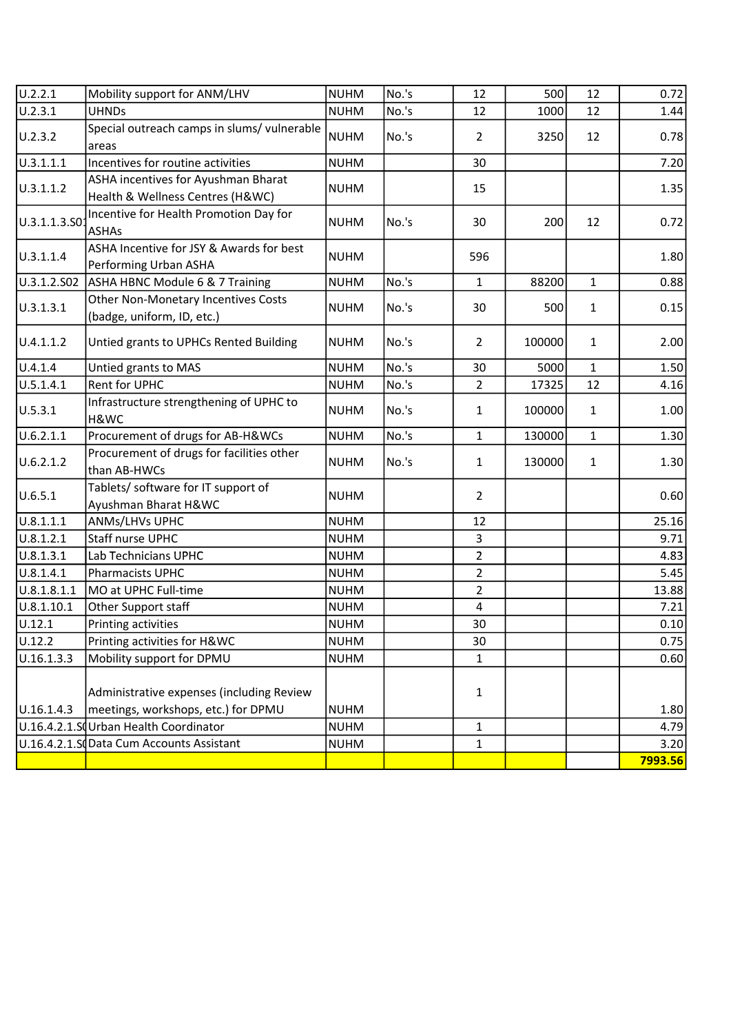| | | | | | | | |
|---|---|---|---|---|---|---|---|
| U.2.2.1 | Mobility support for ANM/LHV | NUHM | No.'s | 12 | 500 | 12 | 0.72 |
| U.2.3.1 | UHNDs | NUHM | No.'s | 12 | 1000 | 12 | 1.44 |
| U.2.3.2 | Special outreach camps in slums/ vulnerable areas | NUHM | No.'s | 2 | 3250 | 12 | 0.78 |
| U.3.1.1.1 | Incentives for routine activities | NUHM | | 30 | | | 7.20 |
| U.3.1.1.2 | ASHA incentives for Ayushman Bharat Health & Wellness Centres (H&WC) | NUHM | | 15 | | | 1.35 |
| U.3.1.1.3.S01 | Incentive for Health Promotion Day for ASHAs | NUHM | No.'s | 30 | 200 | 12 | 0.72 |
| U.3.1.1.4 | ASHA Incentive for JSY & Awards for best Performing Urban ASHA | NUHM | | 596 | | | 1.80 |
| U.3.1.2.S02 | ASHA HBNC Module 6 & 7 Training | NUHM | No.'s | 1 | 88200 | 1 | 0.88 |
| U.3.1.3.1 | Other Non-Monetary Incentives Costs (badge, uniform, ID, etc.) | NUHM | No.'s | 30 | 500 | 1 | 0.15 |
| U.4.1.1.2 | Untied grants to UPHCs Rented Building | NUHM | No.'s | 2 | 100000 | 1 | 2.00 |
| U.4.1.4 | Untied grants to MAS | NUHM | No.'s | 30 | 5000 | 1 | 1.50 |
| U.5.1.4.1 | Rent for UPHC | NUHM | No.'s | 2 | 17325 | 12 | 4.16 |
| U.5.3.1 | Infrastructure strengthening of UPHC to H&WC | NUHM | No.'s | 1 | 100000 | 1 | 1.00 |
| U.6.2.1.1 | Procurement of drugs for AB-H&WCs | NUHM | No.'s | 1 | 130000 | 1 | 1.30 |
| U.6.2.1.2 | Procurement of drugs for facilities other than AB-HWCs | NUHM | No.'s | 1 | 130000 | 1 | 1.30 |
| U.6.5.1 | Tablets/ software for IT support of Ayushman Bharat H&WC | NUHM | | 2 | | | 0.60 |
| U.8.1.1.1 | ANMs/LHVs UPHC | NUHM | | 12 | | | 25.16 |
| U.8.1.2.1 | Staff nurse UPHC | NUHM | | 3 | | | 9.71 |
| U.8.1.3.1 | Lab Technicians UPHC | NUHM | | 2 | | | 4.83 |
| U.8.1.4.1 | Pharmacists UPHC | NUHM | | 2 | | | 5.45 |
| U.8.1.8.1.1 | MO at UPHC Full-time | NUHM | | 2 | | | 13.88 |
| U.8.1.10.1 | Other Support staff | NUHM | | 4 | | | 7.21 |
| U.12.1 | Printing activities | NUHM | | 30 | | | 0.10 |
| U.12.2 | Printing activities for H&WC | NUHM | | 30 | | | 0.75 |
| U.16.1.3.3 | Mobility support for DPMU | NUHM | | 1 | | | 0.60 |
| U.16.1.4.3 | Administrative expenses (including Review meetings, workshops, etc.) for DPMU | NUHM | | 1 | | | 1.80 |
| U.16.4.2.1.S0 | Urban Health Coordinator | NUHM | | 1 | | | 4.79 |
| U.16.4.2.1.S0 | Data Cum Accounts Assistant | NUHM | | 1 | | | 3.20 |
| | | | | | | | **7993.56** |